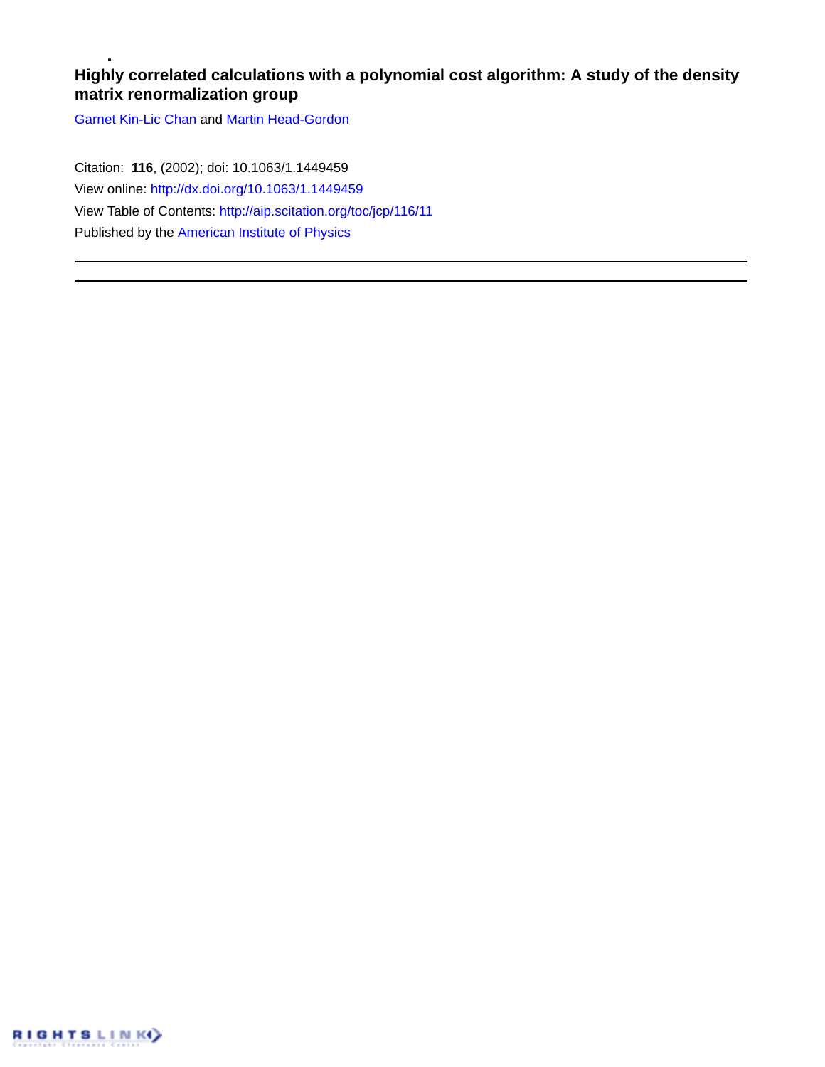# Highly correlated calculations with a polynomial cost algorithm: A study of the density matrix renormalization group

Garnet Kin-Lic Chan and Martin Head-Gordon

Citation: **116**, (2002); doi: 10.1063/1.1449459

View online: http://dx.doi.org/10.1063/1.1449459

View Table of Contents: http://aip.scitation.org/toc/jcp/116/11

Published by the American Institute of Physics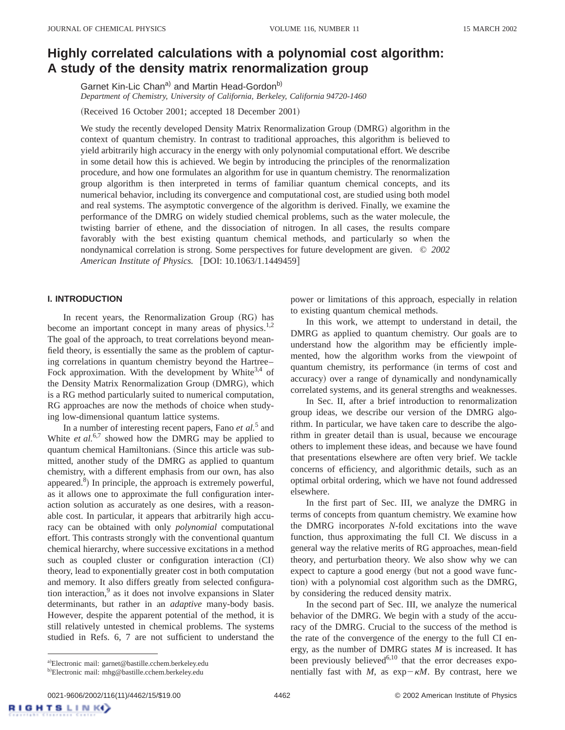# Highly correlated calculations with a polynomial cost algorithm: A study of the density matrix renormalization group

Garnet Kin-Lic Chan[a] and Martin Head-Gordon[b]

*Department of Chemistry, University of California, Berkeley, California 94720-1460*

(Received 16 October 2001; accepted 18 December 2001)

We study the recently developed Density Matrix Renormalization Group (DMRG) algorithm in the context of quantum chemistry. In contrast to traditional approaches, this algorithm is believed to yield arbitrarily high accuracy in the energy with only polynomial computational effort. We describe in some detail how this is achieved. We begin by introducing the principles of the renormalization procedure, and how one formulates an algorithm for use in quantum chemistry. The renormalization group algorithm is then interpreted in terms of familiar quantum chemical concepts, and its numerical behavior, including its convergence and computational cost, are studied using both model and real systems. The asymptotic convergence of the algorithm is derived. Finally, we examine the performance of the DMRG on widely studied chemical problems, such as the water molecule, the twisting barrier of ethene, and the dissociation of nitrogen. In all cases, the results compare favorably with the best existing quantum chemical methods, and particularly so when the nondynamical correlation is strong. Some perspectives for future development are given. © *2002 American Institute of Physics.* [DOI: 10.1063/1.1449459]

## I. INTRODUCTION

In recent years, the Renormalization Group (RG) has become an important concept in many areas of physics.[1,2] The goal of the approach, to treat correlations beyond mean-field theory, is essentially the same as the problem of capturing correlations in quantum chemistry beyond the Hartree–Fock approximation. With the development by White[3,4] of the Density Matrix Renormalization Group (DMRG), which is a RG method particularly suited to numerical computation, RG approaches are now the methods of choice when studying low-dimensional quantum lattice systems.

In a number of interesting recent papers, Fano *et al.*[5] and White *et al.*[6,7] showed how the DMRG may be applied to quantum chemical Hamiltonians. (Since this article was submitted, another study of the DMRG as applied to quantum chemistry, with a different emphasis from our own, has also appeared.[8]) In principle, the approach is extremely powerful, as it allows one to approximate the full configuration interaction solution as accurately as one desires, with a reasonable cost. In particular, it appears that arbitrarily high accuracy can be obtained with only *polynomial* computational effort. This contrasts strongly with the conventional quantum chemical hierarchy, where successive excitations in a method such as coupled cluster or configuration interaction (CI) theory, lead to exponentially greater cost in both computation and memory. It also differs greatly from selected configuration interaction,[9] as it does not involve expansions in Slater determinants, but rather in an *adaptive* many-body basis. However, despite the apparent potential of the method, it is still relatively untested in chemical problems. The systems studied in Refs. 6, 7 are not sufficient to understand the power or limitations of this approach, especially in relation to existing quantum chemical methods.

In this work, we attempt to understand in detail, the DMRG as applied to quantum chemistry. Our goals are to understand how the algorithm may be efficiently implemented, how the algorithm works from the viewpoint of quantum chemistry, its performance (in terms of cost and accuracy) over a range of dynamically and nondynamically correlated systems, and its general strengths and weaknesses.

In Sec. II, after a brief introduction to renormalization group ideas, we describe our version of the DMRG algorithm. In particular, we have taken care to describe the algorithm in greater detail than is usual, because we encourage others to implement these ideas, and because we have found that presentations elsewhere are often very brief. We tackle concerns of efficiency, and algorithmic details, such as an optimal orbital ordering, which we have not found addressed elsewhere.

In the first part of Sec. III, we analyze the DMRG in terms of concepts from quantum chemistry. We examine how the DMRG incorporates $N$-fold excitations into the wave function, thus approximating the full CI. We discuss in a general way the relative merits of RG approaches, mean-field theory, and perturbation theory. We also show why we can expect to capture a good energy (but not a good wave function) with a polynomial cost algorithm such as the DMRG, by considering the reduced density matrix.

In the second part of Sec. III, we analyze the numerical behavior of the DMRG. We begin with a study of the accuracy of the DMRG. Crucial to the success of the method is the rate of the convergence of the energy to the full CI energy, as the number of DMRG states $M$ is increased. It has been previously believed[6,10] that the error decreases exponentially fast with $M$, as $\exp - \kappa M$. By contrast, here we

---

[a]Electronic mail: garnet@bastille.cchem.berkeley.edu

[b]Electronic mail: mhg@bastille.cchem.berkeley.edu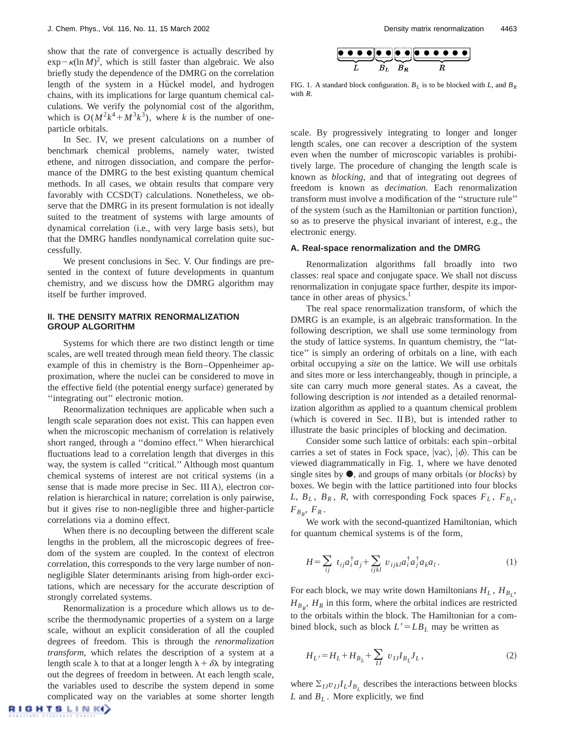show that the rate of convergence is actually described by $\exp - \kappa(\ln M)^2$, which is still faster than algebraic. We also briefly study the dependence of the DMRG on the correlation length of the system in a Hückel model, and hydrogen chains, with its implications for large quantum chemical calculations. We verify the polynomial cost of the algorithm, which is $O(M^2k^4 + M^3k^3)$, where $k$ is the number of one-particle orbitals.

In Sec. IV, we present calculations on a number of benchmark chemical problems, namely water, twisted ethene, and nitrogen dissociation, and compare the performance of the DMRG to the best existing quantum chemical methods. In all cases, we obtain results that compare very favorably with CCSD(T) calculations. Nonetheless, we observe that the DMRG in its present formulation is not ideally suited to the treatment of systems with large amounts of dynamical correlation (i.e., with very large basis sets), but that the DMRG handles nondynamical correlation quite successfully.

We present conclusions in Sec. V. Our findings are presented in the context of future developments in quantum chemistry, and we discuss how the DMRG algorithm may itself be further improved.

## II. THE DENSITY MATRIX RENORMALIZATION GROUP ALGORITHM

Systems for which there are two distinct length or time scales, are well treated through mean field theory. The classic example of this in chemistry is the Born–Oppenheimer approximation, where the nuclei can be considered to move in the effective field (the potential energy surface) generated by "integrating out" electronic motion.

Renormalization techniques are applicable when such a length scale separation does not exist. This can happen even when the microscopic mechanism of correlation is relatively short ranged, through a "domino effect." When hierarchical fluctuations lead to a correlation length that diverges in this way, the system is called "critical." Although most quantum chemical systems of interest are not critical systems (in a sense that is made more precise in Sec. III A), electron correlation is hierarchical in nature; correlation is only pairwise, but it gives rise to non-negligible three and higher-particle correlations via a domino effect.

When there is no decoupling between the different scale lengths in the problem, all the microscopic degrees of freedom of the system are coupled. In the context of electron correlation, this corresponds to the very large number of non-negligible Slater determinants arising from high-order excitations, which are necessary for the accurate description of strongly correlated systems.

Renormalization is a procedure which allows us to describe the thermodynamic properties of a system on a large scale, without an explicit consideration of all the coupled degrees of freedom. This is through the *renormalization transform*, which relates the description of a system at a length scale $\lambda$ to that at a longer length $\lambda + \delta\lambda$ by integrating out the degrees of freedom in between. At each length scale, the variables used to describe the system depend in some complicated way on the variables at some shorter length scale. By progressively integrating to longer and longer length scales, one can recover a description of the system even when the number of microscopic variables is prohibitively large. The procedure of changing the length scale is known as *blocking*, and that of integrating out degrees of freedom is known as *decimation*. Each renormalization transform must involve a modification of the "structure rule" of the system (such as the Hamiltonian or partition function), so as to preserve the physical invariant of interest, e.g., the electronic energy.

FIG. 1. A standard block configuration. $B_L$ is to be blocked with $L$, and $B_R$ with $R$.

### A. Real-space renormalization and the DMRG

Renormalization algorithms fall broadly into two classes: real space and conjugate space. We shall not discuss renormalization in conjugate space further, despite its importance in other areas of physics.[1]

The real space renormalization transform, of which the DMRG is an example, is an algebraic transformation. In the following description, we shall use some terminology from the study of lattice systems. In quantum chemistry, the "lattice" is simply an ordering of orbitals on a line, with each orbital occupying a *site* on the lattice. We will use orbitals and sites more or less interchangeably, though in principle, a site can carry much more general states. As a caveat, the following description is *not* intended as a detailed renormalization algorithm as applied to a quantum chemical problem (which is covered in Sec. II B), but is intended rather to illustrate the basic principles of blocking and decimation.

Consider some such lattice of orbitals: each spin–orbital carries a set of states in Fock space, $|\text{vac}\rangle$, $|\phi\rangle$. This can be viewed diagrammatically in Fig. 1, where we have denoted single sites by ●, and groups of many orbitals (or *blocks*) by boxes. We begin with the lattice partitioned into four blocks $L$, $B_L$, $B_R$, $R$, with corresponding Fock spaces $F_L$, $F_{B_L}$, $F_{B_R}$, $F_R$.

We work with the second-quantized Hamiltonian, which for quantum chemical systems is of the form,

$$H = \sum_{ij} t_{ij} a_i^\dagger a_j + \sum_{ijkl} v_{ijkl} a_i^\dagger a_j^\dagger a_k a_l. \tag{1}$$

For each block, we may write down Hamiltonians $H_L$, $H_{B_L}$, $H_{B_R}$, $H_R$ in this form, where the orbital indices are restricted to the orbitals within the block. The Hamiltonian for a combined block, such as block $L' = LB_L$ may be written as

$$H_{L'} = H_L + H_{B_L} + \sum_{IJ} v_{IJ} I_{B_L} J_L, \tag{2}$$

where $\Sigma_{IJ} v_{IJ} I_L J_{B_L}$ describes the interactions between blocks $L$ and $B_L$. More explicitly, we find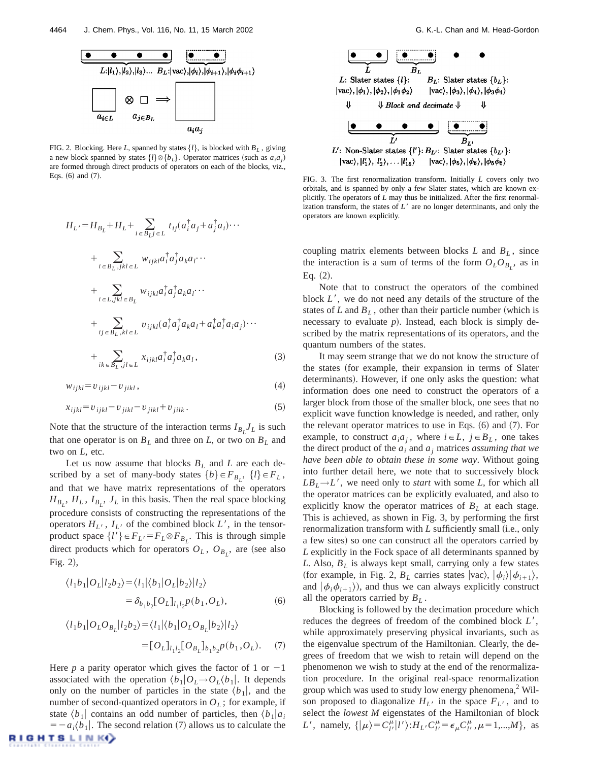FIG. 2. Blocking. Here $L$, spanned by states $\{l\}$, is blocked with $B_L$, giving a new block spanned by states $\{l\}\otimes\{b_L\}$. Operator matrices (such as $a_i a_j$) are formed through direct products of operators on each of the blocks, viz., Eqs. (6) and (7).

FIG. 3. The first renormalization transform. Initially $L$ covers only two orbitals, and is spanned by only a few Slater states, which are known explicitly. The operators of $L$ may thus be initialized. After the first renormalization transform, the states of $L'$ are no longer determinants, and only the operators are known explicitly.

$$
\begin{aligned}
H_{L'} = {} & H_{B_L} + H_L + \sum_{i\in B_L j\in L} t_{ij}(a_i^\dagger a_j + a_j^\dagger a_i)\cdots \\
& + \sum_{i\in B_L, jkl\in L} w_{ijkl} a_i^\dagger a_j^\dagger a_k a_l \cdots \\
& + \sum_{i\in L, jkl\in B_L} w_{ijkl} a_i^\dagger a_j^\dagger a_k a_l \cdots \\
& + \sum_{ij\in B_L, kl\in L} v_{ijkl}(a_i^\dagger a_j^\dagger a_k a_l + a_k^\dagger a_l^\dagger a_i a_j)\cdots \\
& + \sum_{ik\in B_L, jl\in L} x_{ijkl} a_i^\dagger a_j^\dagger a_k a_l,
\end{aligned}
\tag{3}
$$

$$
w_{ijkl} = v_{ijkl} - v_{jikl}, \tag{4}
$$

$$
x_{ijkl} = v_{ijkl} - v_{jikl} - v_{jikl} + v_{jilk}. \tag{5}
$$

Note that the structure of the interaction terms $I_{B_L} J_L$ is such that one operator is on $B_L$ and three on $L$, or two on $B_L$ and two on $L$, etc.

Let us now assume that blocks $B_L$ and $L$ are each described by a set of many-body states $\{b\}\in F_{B_L}$, $\{l\}\in F_L$, and that we have matrix representations of the operators $H_{B_L}$, $H_L$, $I_{B_L}$, $J_L$ in this basis. Then the real space blocking procedure consists of constructing the representations of the operators $H_{L'}$, $I_{L'}$ of the combined block $L'$, in the tensor-product space $\{l'\}\in F_{L'} = F_L \otimes F_{B_L}$. This is through simple direct products which for operators $O_L$, $O_{B_L}$, are (see also Fig. 2),

$$
\begin{aligned}
\langle l_1 b_1 | O_L | l_2 b_2\rangle &= \langle l_1 | \langle b_1 | O_L | b_2\rangle | l_2\rangle \\
&= \delta_{b_1 b_2} [O_L]_{l_1 l_2} p(b_1, O_L),
\end{aligned}
\tag{6}
$$

$$
\begin{aligned}
\langle l_1 b_1 | O_L O_{B_L} | l_2 b_2\rangle &= \langle l_1 | \langle b_1 | O_L O_{B_L} | b_2\rangle | l_2\rangle \\
&= [O_L]_{l_1 l_2} [O_{B_L}]_{b_1 b_2} p(b_1, O_L).
\end{aligned}
\tag{7}
$$

Here $p$ a parity operator which gives the factor of 1 or $-1$ associated with the operation $\langle b_1 | O_L \rightarrow O_L \langle b_1 |$. It depends only on the number of particles in the state $\langle b_1 |$, and the number of second-quantized operators in $O_L$; for example, if state $\langle b_1 |$ contains an odd number of particles, then $\langle b_1 | a_i = -a_i \langle b_1 |$. The second relation (7) allows us to calculate the coupling matrix elements between blocks $L$ and $B_L$, since the interaction is a sum of terms of the form $O_L O_{B_L}$, as in Eq. (2).

Note that to construct the operators of the combined block $L'$, we do not need any details of the structure of the states of $L$ and $B_L$, other than their particle number (which is necessary to evaluate $p$). Instead, each block is simply described by the matrix representations of its operators, and the quantum numbers of the states.

It may seem strange that we do not know the structure of the states (for example, their expansion in terms of Slater determinants). However, if one only asks the question: what information does one need to construct the operators of a larger block from those of the smaller block, one sees that no explicit wave function knowledge is needed, and rather, only the relevant operator matrices to use in Eqs. (6) and (7). For example, to construct $a_i a_j$, where $i\in L$, $j\in B_L$, one takes the direct product of the $a_i$ and $a_j$ matrices *assuming that we have been able to obtain these in some way*. Without going into further detail here, we note that to successively block $LB_L \rightarrow L'$, we need only to *start* with some $L$, for which all the operator matrices can be explicitly evaluated, and also to explicitly know the operator matrices of $B_L$ at each stage. This is achieved, as shown in Fig. 3, by performing the first renormalization transform with $L$ sufficiently small (i.e., only a few sites) so one can construct all the operators carried by $L$ explicitly in the Fock space of all determinants spanned by $L$. Also, $B_L$ is always kept small, carrying only a few states (for example, in Fig. 2, $B_L$ carries states $|\text{vac}\rangle$, $|\phi_i\rangle|\phi_{i+1}\rangle$, and $|\phi_i\phi_{i+1}\rangle$), and thus we can always explicitly construct all the operators carried by $B_L$.

Blocking is followed by the decimation procedure which reduces the degrees of freedom of the combined block $L'$, while approximately preserving physical invariants, such as the eigenvalue spectrum of the Hamiltonian. Clearly, the degrees of freedom that we wish to retain will depend on the phenomenon we wish to study at the end of the renormalization procedure. In the original real-space renormalization group which was used to study low energy phenomena,[2] Wilson proposed to diagonalize $H_{L'}$ in the space $F_{L'}$, and to select the *lowest* $M$ eigenstates of the Hamiltonian of block $L'$, namely, $\{|\mu\rangle = C_{l'}^{\mu} |l'\rangle : H_{L'} C_{l'}^{\mu} = \epsilon_\mu C_{l'}^{\mu}, \mu = 1,\ldots,M\}$, as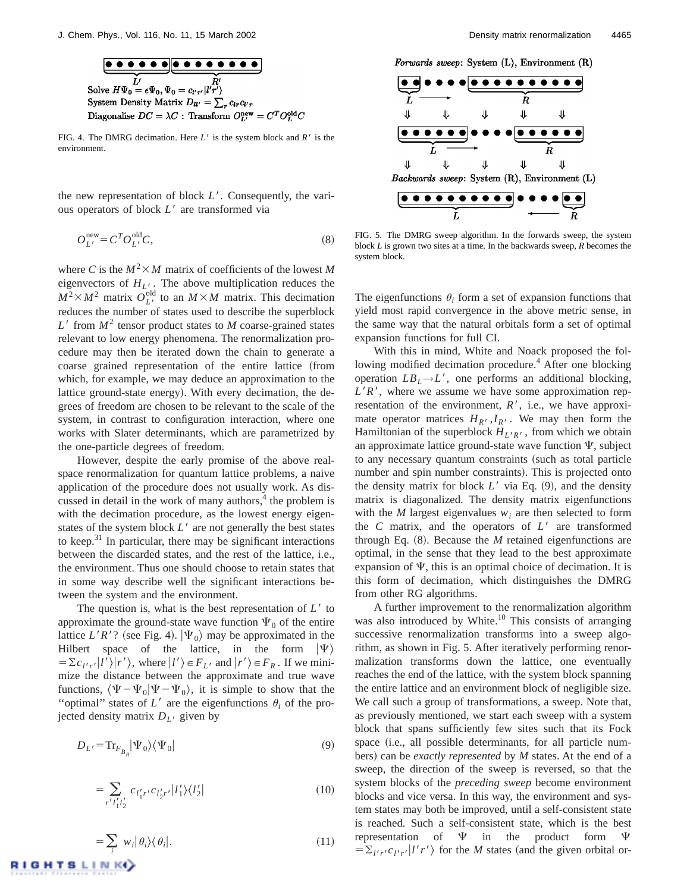FIG. 4. The DMRG decimation. Here $L'$ is the system block and $R'$ is the environment.

the new representation of block $L'$. Consequently, the various operators of block $L'$ are transformed via

$$O_{L'}^{\text{new}} = C^T O_{L'}^{\text{old}} C, \tag{8}$$

where $C$ is the $M^2 \times M$ matrix of coefficients of the lowest $M$ eigenvectors of $H_{L'}$. The above multiplication reduces the $M^2 \times M^2$ matrix $O_{L'}^{\text{old}}$ to an $M \times M$ matrix. This decimation reduces the number of states used to describe the superblock $L'$ from $M^2$ tensor product states to $M$ coarse-grained states relevant to low energy phenomena. The renormalization procedure may then be iterated down the chain to generate a coarse grained representation of the entire lattice (from which, for example, we may deduce an approximation to the lattice ground-state energy). With every decimation, the degrees of freedom are chosen to be relevant to the scale of the system, in contrast to configuration interaction, where one works with Slater determinants, which are parametrized by the one-particle degrees of freedom.

However, despite the early promise of the above real-space renormalization for quantum lattice problems, a naive application of the procedure does not usually work. As discussed in detail in the work of many authors,[4] the problem is with the decimation procedure, as the lowest energy eigenstates of the system block $L'$ are not generally the best states to keep.[31] In particular, there may be significant interactions between the discarded states, and the rest of the lattice, i.e., the environment. Thus one should choose to retain states that in some way describe well the significant interactions between the system and the environment.

The question is, what is the best representation of $L'$ to approximate the ground-state wave function $\Psi_0$ of the entire lattice $L'R'$? (see Fig. 4). $|\Psi_0\rangle$ may be approximated in the Hilbert space of the lattice, in the form $|\Psi\rangle = \Sigma c_{l'r'}|l'\rangle|r'\rangle$, where $|l'\rangle \in F_{L'}$ and $|r'\rangle \in F_R$. If we minimize the distance between the approximate and true wave functions, $\langle \Psi - \Psi_0 | \Psi - \Psi_0 \rangle$, it is simple to show that the "optimal" states of $L'$ are the eigenfunctions $\theta_i$ of the projected density matrix $D_{L'}$ given by

$$D_{L'} = \text{Tr}_{F_{B_R}} |\Psi_0\rangle\langle\Psi_0| \tag{9}$$

$$= \sum_{r' l_1' l_2'} c_{l_1' r'} c_{l_2' r'} |l_1'\rangle\langle l_2'| \tag{10}$$

$$= \sum_i w_i |\theta_i\rangle\langle\theta_i|. \tag{11}$$

FIG. 5. The DMRG sweep algorithm. In the forwards sweep, the system block $L$ is grown two sites at a time. In the backwards sweep, $R$ becomes the system block.

The eigenfunctions $\theta_i$ form a set of expansion functions that yield most rapid convergence in the above metric sense, in the same way that the natural orbitals form a set of optimal expansion functions for full CI.

With this in mind, White and Noack proposed the following modified decimation procedure.[4] After one blocking operation $LB_L \rightarrow L'$, one performs an additional blocking, $L'R'$, where we assume we have some approximation representation of the environment, $R'$, i.e., we have approximate operator matrices $H_{R'}, I_{R'}$. We may then form the Hamiltonian of the superblock $H_{L'R'}$, from which we obtain an approximate lattice ground-state wave function $\Psi$, subject to any necessary quantum constraints (such as total particle number and spin number constraints). This is projected onto the density matrix for block $L'$ via Eq. (9), and the density matrix is diagonalized. The density matrix eigenfunctions with the $M$ largest eigenvalues $w_i$ are then selected to form the $C$ matrix, and the operators of $L'$ are transformed through Eq. (8). Because the $M$ retained eigenfunctions are optimal, in the sense that they lead to the best approximate expansion of $\Psi$, this is an optimal choice of decimation. It is this form of decimation, which distinguishes the DMRG from other RG algorithms.

A further improvement to the renormalization algorithm was also introduced by White.[10] This consists of arranging successive renormalization transforms into a sweep algorithm, as shown in Fig. 5. After iteratively performing renormalization transforms down the lattice, one eventually reaches the end of the lattice, with the system block spanning the entire lattice and an environment block of negligible size. We call such a group of transformations, a sweep. Note that, as previously mentioned, we start each sweep with a system block that spans sufficiently few sites such that its Fock space (i.e., all possible determinants, for all particle numbers) can be *exactly represented* by $M$ states. At the end of a sweep, the direction of the sweep is reversed, so that the system blocks of the *preceding sweep* become environment blocks and vice versa. In this way, the environment and system states may both be improved, until a self-consistent state is reached. Such a self-consistent state, which is the best representation of $\Psi$ in the product form $\Psi = \Sigma_{l'r'} c_{l'r'} |l'r'\rangle$ for the $M$ states (and the given orbital or-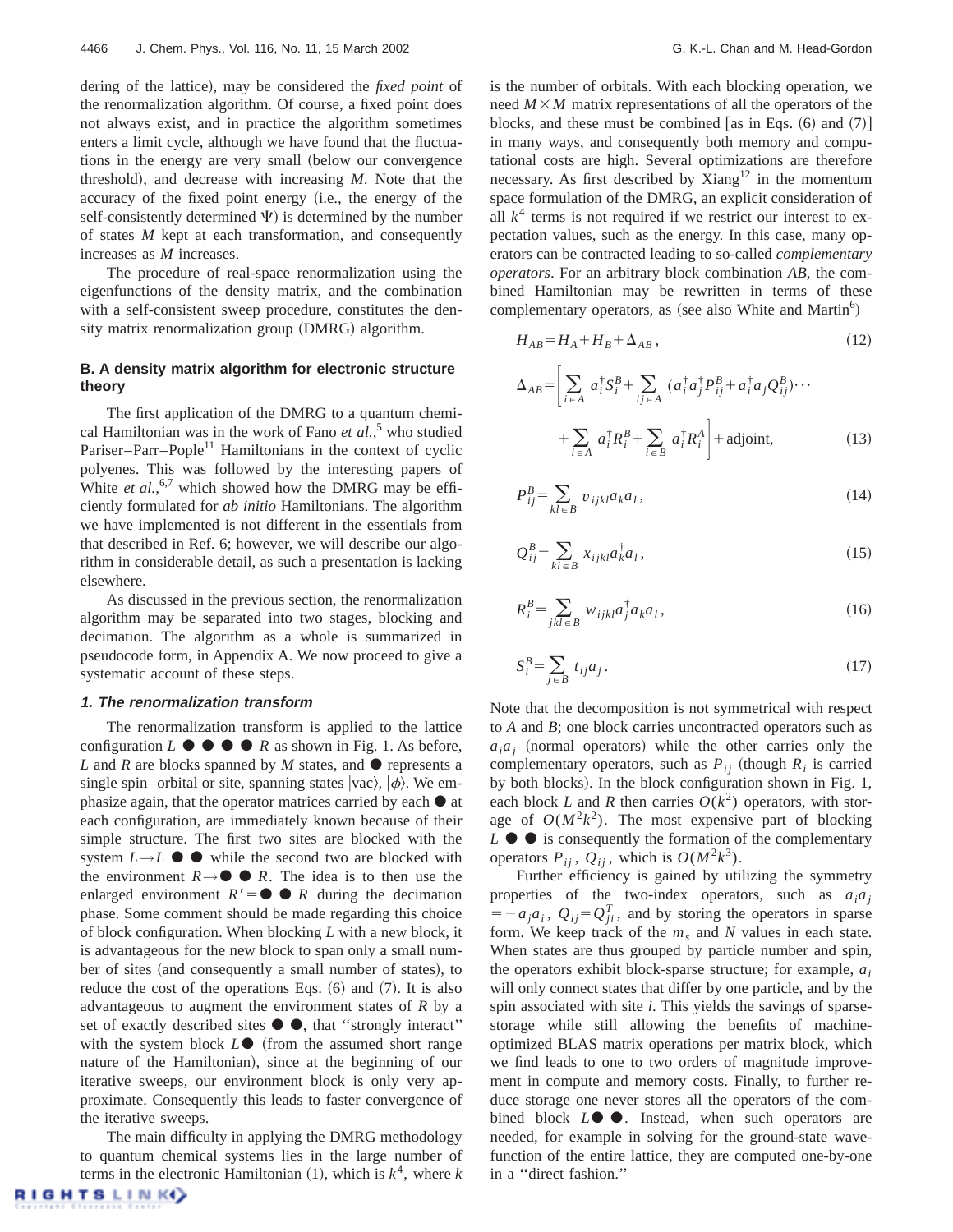dering of the lattice), may be considered the *fixed point* of the renormalization algorithm. Of course, a fixed point does not always exist, and in practice the algorithm sometimes enters a limit cycle, although we have found that the fluctuations in the energy are very small (below our convergence threshold), and decrease with increasing $M$. Note that the accuracy of the fixed point energy (i.e., the energy of the self-consistently determined $\Psi$) is determined by the number of states $M$ kept at each transformation, and consequently increases as $M$ increases.

The procedure of real-space renormalization using the eigenfunctions of the density matrix, and the combination with a self-consistent sweep procedure, constitutes the density matrix renormalization group (DMRG) algorithm.

### B. A density matrix algorithm for electronic structure theory

The first application of the DMRG to a quantum chemical Hamiltonian was in the work of Fano *et al.*,[5] who studied Pariser–Parr–Pople[11] Hamiltonians in the context of cyclic polyenes. This was followed by the interesting papers of White *et al.*,[6,7] which showed how the DMRG may be efficiently formulated for *ab initio* Hamiltonians. The algorithm we have implemented is not different in the essentials from that described in Ref. 6; however, we will describe our algorithm in considerable detail, as such a presentation is lacking elsewhere.

As discussed in the previous section, the renormalization algorithm may be separated into two stages, blocking and decimation. The algorithm as a whole is summarized in pseudocode form, in Appendix A. We now proceed to give a systematic account of these steps.

#### *1. The renormalization transform*

The renormalization transform is applied to the lattice configuration $L$ ● ● ● ● $R$ as shown in Fig. 1. As before, $L$ and $R$ are blocks spanned by $M$ states, and ● represents a single spin–orbital or site, spanning states $|\text{vac}\rangle$, $|\phi\rangle$. We emphasize again, that the operator matrices carried by each ● at each configuration, are immediately known because of their simple structure. The first two sites are blocked with the system $L \rightarrow L$ ● ● while the second two are blocked with the environment $R \rightarrow$ ● ● $R$. The idea is to then use the enlarged environment $R' =$ ● ● $R$ during the decimation phase. Some comment should be made regarding this choice of block configuration. When blocking $L$ with a new block, it is advantageous for the new block to span only a small number of sites (and consequently a small number of states), to reduce the cost of the operations Eqs. (6) and (7). It is also advantageous to augment the environment states of $R$ by a set of exactly described sites ● ●, that "strongly interact" with the system block $L$● (from the assumed short range nature of the Hamiltonian), since at the beginning of our iterative sweeps, our environment block is only very approximate. Consequently this leads to faster convergence of the iterative sweeps.

The main difficulty in applying the DMRG methodology to quantum chemical systems lies in the large number of terms in the electronic Hamiltonian (1), which is $k^4$, where $k$ is the number of orbitals. With each blocking operation, we need $M\times M$ matrix representations of all the operators of the blocks, and these must be combined [as in Eqs. (6) and (7)] in many ways, and consequently both memory and computational costs are high. Several optimizations are therefore necessary. As first described by Xiang[12] in the momentum space formulation of the DMRG, an explicit consideration of all $k^4$ terms is not required if we restrict our interest to expectation values, such as the energy. In this case, many operators can be contracted leading to so-called *complementary operators*. For an arbitrary block combination $AB$, the combined Hamiltonian may be rewritten in terms of these complementary operators, as (see also White and Martin[6])

$$H_{AB} = H_A + H_B + \Delta_{AB}, \tag{12}$$

$$\Delta_{AB} = \Bigg[ \sum_{i\in A} a_i^\dagger S_i^B + \sum_{ij\in A} (a_i^\dagger a_j^\dagger P_{ij}^B + a_i^\dagger a_j Q_{ij}^B) \cdots + \sum_{i\in A} a_i^\dagger R_i^B + \sum_{i\in B} a_i^\dagger R_i^A \Bigg] + \text{adjoint}, \tag{13}$$

$$P_{ij}^B = \sum_{kl\in B} v_{ijkl} a_k a_l, \tag{14}$$

$$Q_{ij}^B = \sum_{kl\in B} x_{ijkl} a_k^\dagger a_l, \tag{15}$$

$$R_i^B = \sum_{jkl\in B} w_{ijkl} a_j^\dagger a_k a_l, \tag{16}$$

$$S_i^B = \sum_{j\in B} t_{ij} a_j. \tag{17}$$

Note that the decomposition is not symmetrical with respect to $A$ and $B$; one block carries uncontracted operators such as $a_i a_j$ (normal operators) while the other carries only the complementary operators, such as $P_{ij}$ (though $R_i$ is carried by both blocks). In the block configuration shown in Fig. 1, each block $L$ and $R$ then carries $O(k^2)$ operators, with storage of $O(M^2k^2)$. The most expensive part of blocking $L$ ● ● is consequently the formation of the complementary operators $P_{ij}$, $Q_{ij}$, which is $O(M^2k^3)$.

Further efficiency is gained by utilizing the symmetry properties of the two-index operators, such as $a_i a_j = -a_j a_i$, $Q_{ij} = Q_{ji}^T$, and by storing the operators in sparse form. We keep track of the $m_s$ and $N$ values in each state. When states are thus grouped by particle number and spin, the operators exhibit block-sparse structure; for example, $a_i$ will only connect states that differ by one particle, and by the spin associated with site $i$. This yields the savings of sparse-storage while still allowing the benefits of machine-optimized BLAS matrix operations per matrix block, which we find leads to one to two orders of magnitude improvement in compute and memory costs. Finally, to further reduce storage one never stores all the operators of the combined block $L$● ●. Instead, when such operators are needed, for example in solving for the ground-state wavefunction of the entire lattice, they are computed one-by-one in a "direct fashion."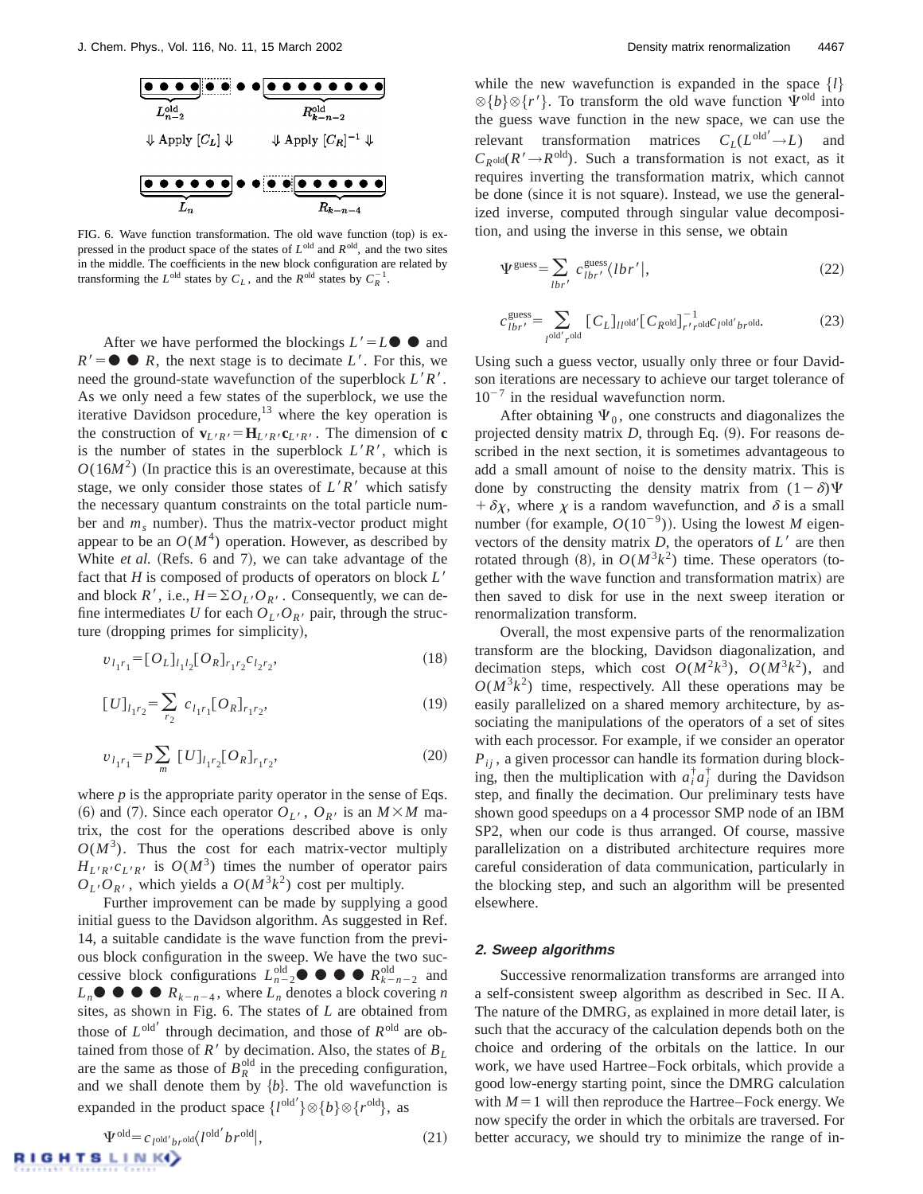FIG. 6. Wave function transformation. The old wave function (top) is expressed in the product space of the states of $L^{\mathrm{old}}$ and $R^{\mathrm{old}}$, and the two sites in the middle. The coefficients in the new block configuration are related by transforming the $L^{\mathrm{old}}$ states by $C_L$, and the $R^{\mathrm{old}}$ states by $C_R^{-1}$.

After we have performed the blockings $L' = L\bullet\bullet$ and $R' = \bullet\bullet R$, the next stage is to decimate $L'$. For this, we need the ground-state wavefunction of the superblock $L'R'$. As we only need a few states of the superblock, we use the iterative Davidson procedure,[13] where the key operation is the construction of $\mathbf{v}_{L'R'} = \mathbf{H}_{L'R'}\mathbf{c}_{L'R'}$. The dimension of $\mathbf{c}$ is the number of states in the superblock $L'R'$, which is $O(16M^2)$ (In practice this is an overestimate, because at this stage, we only consider those states of $L'R'$ which satisfy the necessary quantum constraints on the total particle number and $m_s$ number). Thus the matrix-vector product might appear to be an $O(M^4)$ operation. However, as described by White *et al.* (Refs. 6 and 7), we can take advantage of the fact that $H$ is composed of products of operators on block $L'$ and block $R'$, i.e., $H = \Sigma O_{L'}O_{R'}$. Consequently, we can define intermediates $U$ for each $O_{L'}O_{R'}$ pair, through the structure (dropping primes for simplicity),

$$v_{l_1 r_1} = [O_L]_{l_1 l_2}[O_R]_{r_1 r_2} c_{l_2 r_2}, \tag{18}$$

$$[U]_{l_1 r_2} = \sum_{r_2} c_{l_1 r_1}[O_R]_{r_1 r_2}, \tag{19}$$

$$v_{l_1 r_1} = p\sum_{m} [U]_{l_1 r_2}[O_R]_{r_1 r_2}, \tag{20}$$

where $p$ is the appropriate parity operator in the sense of Eqs. (6) and (7). Since each operator $O_{L'}$, $O_{R'}$ is an $M\times M$ matrix, the cost for the operations described above is only $O(M^3)$. Thus the cost for each matrix-vector multiply $H_{L'R'}c_{L'R'}$ is $O(M^3)$ times the number of operator pairs $O_{L'}O_{R'}$, which yields a $O(M^3k^2)$ cost per multiply.

Further improvement can be made by supplying a good initial guess to the Davidson algorithm. As suggested in Ref. 14, a suitable candidate is the wave function from the previous block configuration in the sweep. We have the two successive block configurations $L_{n-2}^{\mathrm{old}}\bullet\bullet\bullet R_{k-n-2}^{\mathrm{old}}$ and $L_n\bullet\bullet\bullet R_{k-n-4}$, where $L_n$ denotes a block covering $n$ sites, as shown in Fig. 6. The states of $L$ are obtained from those of $L^{\mathrm{old}'}$ through decimation, and those of $R^{\mathrm{old}}$ are obtained from those of $R'$ by decimation. Also, the states of $B_L$ are the same as those of $B_R^{\mathrm{old}}$ in the preceding configuration, and we shall denote them by $\{b\}$. The old wavefunction is expanded in the product space $\{l^{\mathrm{old}'}\}\otimes\{b\}\otimes\{r^{\mathrm{old}}\}$, as

$$\Psi^{\mathrm{old}} = c_{l^{\mathrm{old}'}br^{\mathrm{old}}}\langle l^{\mathrm{old}'}br^{\mathrm{old}}|, \tag{21}$$

while the new wavefunction is expanded in the space $\{l\}\otimes\{b\}\otimes\{r'\}$. To transform the old wave function $\Psi^{\mathrm{old}}$ into the guess wave function in the new space, we can use the relevant transformation matrices $C_L(L^{\mathrm{old}'}\rightarrow L)$ and $C_{R^{\mathrm{old}}}(R'\rightarrow R^{\mathrm{old}})$. Such a transformation is not exact, as it requires inverting the transformation matrix, which cannot be done (since it is not square). Instead, we use the generalized inverse, computed through singular value decomposition, and using the inverse in this sense, we obtain

$$\Psi^{\mathrm{guess}} = \sum_{lbr'} c_{lbr'}^{\mathrm{guess}}\langle lbr'|, \tag{22}$$

$$c_{lbr'}^{\mathrm{guess}} = \sum_{l^{\mathrm{old}'}r^{\mathrm{old}}} [C_L]_{ll^{\mathrm{old}'}}[C_{R^{\mathrm{old}}}]^{-1}_{r'r^{\mathrm{old}}} c_{l^{\mathrm{old}'}br^{\mathrm{old}}}. \tag{23}$$

Using such a guess vector, usually only three or four Davidson iterations are necessary to achieve our target tolerance of $10^{-7}$ in the residual wavefunction norm.

After obtaining $\Psi_0$, one constructs and diagonalizes the projected density matrix $D$, through Eq. (9). For reasons described in the next section, it is sometimes advantageous to add a small amount of noise to the density matrix. This is done by constructing the density matrix from $(1-\delta)\Psi + \delta\chi$, where $\chi$ is a random wavefunction, and $\delta$ is a small number (for example, $O(10^{-9})$). Using the lowest $M$ eigenvectors of the density matrix $D$, the operators of $L'$ are then rotated through (8), in $O(M^3k^2)$ time. These operators (together with the wave function and transformation matrix) are then saved to disk for use in the next sweep iteration or renormalization transform.

Overall, the most expensive parts of the renormalization transform are the blocking, Davidson diagonalization, and decimation steps, which cost $O(M^2k^3)$, $O(M^3k^2)$, and $O(M^3k^2)$ time, respectively. All these operations may be easily parallelized on a shared memory architecture, by associating the manipulations of the operators of a set of sites with each processor. For example, if we consider an operator $P_{ij}$, a given processor can handle its formation during blocking, then the multiplication with $a_i^\dagger a_j^\dagger$ during the Davidson step, and finally the decimation. Our preliminary tests have shown good speedups on a 4 processor SMP node of an IBM SP2, when our code is thus arranged. Of course, massive parallelization on a distributed architecture requires more careful consideration of data communication, particularly in the blocking step, and such an algorithm will be presented elsewhere.

### 2. Sweep algorithms

Successive renormalization transforms are arranged into a self-consistent sweep algorithm as described in Sec. II A. The nature of the DMRG, as explained in more detail later, is such that the accuracy of the calculation depends both on the choice and ordering of the orbitals on the lattice. In our work, we have used Hartree–Fock orbitals, which provide a good low-energy starting point, since the DMRG calculation with $M=1$ will then reproduce the Hartree–Fock energy. We now specify the order in which the orbitals are traversed. For better accuracy, we should try to minimize the range of in-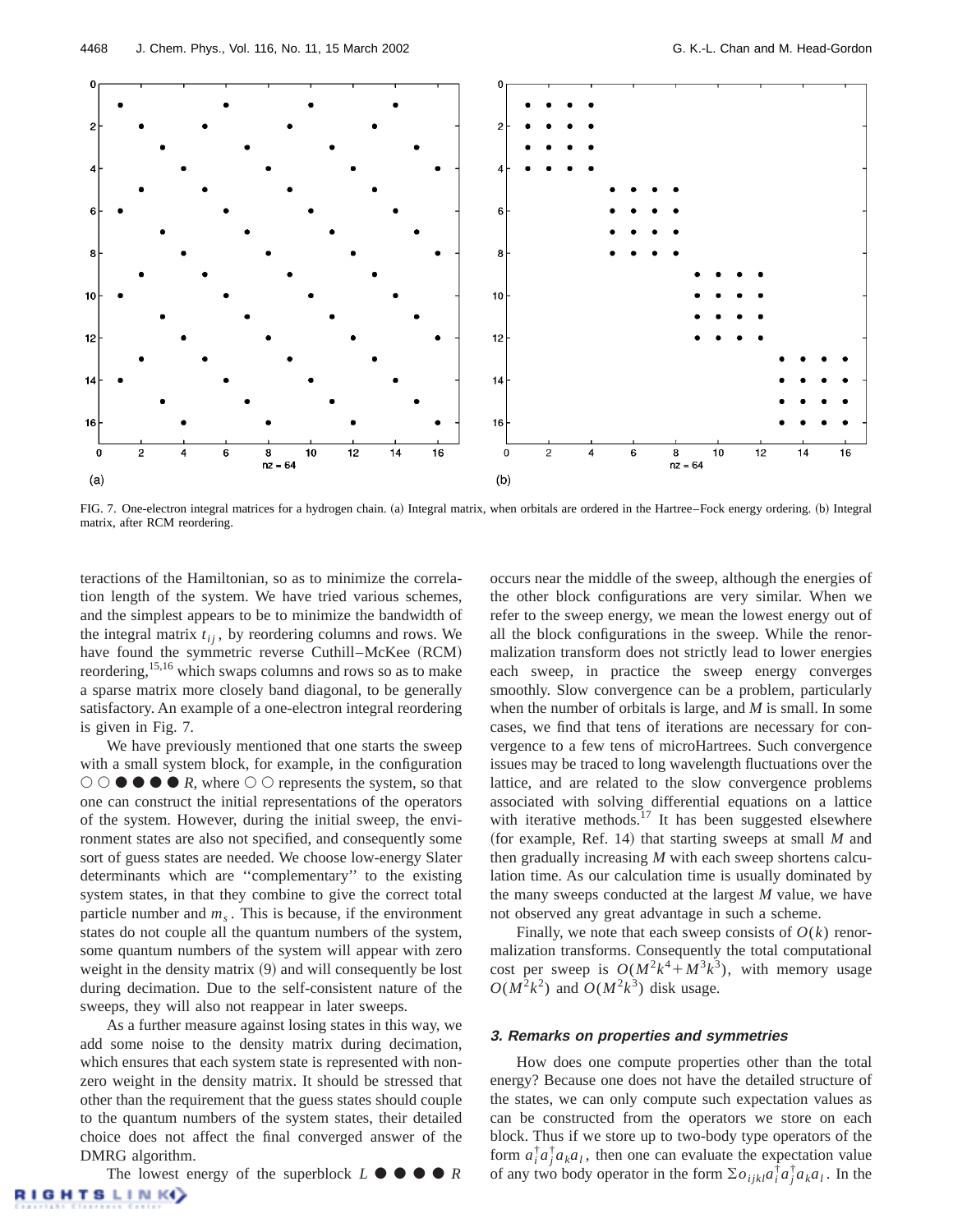FIG. 7. One-electron integral matrices for a hydrogen chain. (a) Integral matrix, when orbitals are ordered in the Hartree–Fock energy ordering. (b) Integral matrix, after RCM reordering.

teractions of the Hamiltonian, so as to minimize the correlation length of the system. We have tried various schemes, and the simplest appears to be to minimize the bandwidth of the integral matrix $t_{ij}$, by reordering columns and rows. We have found the symmetric reverse Cuthill–McKee (RCM) reordering,[15,16] which swaps columns and rows so as to make a sparse matrix more closely band diagonal, to be generally satisfactory. An example of a one-electron integral reordering is given in Fig. 7.

We have previously mentioned that one starts the sweep with a small system block, for example, in the configuration ○ ○ ● ● ● ● $R$, where ○ ○ represents the system, so that one can construct the initial representations of the operators of the system. However, during the initial sweep, the environment states are also not specified, and consequently some sort of guess states are needed. We choose low-energy Slater determinants which are "complementary" to the existing system states, in that they combine to give the correct total particle number and $m_s$. This is because, if the environment states do not couple all the quantum numbers of the system, some quantum numbers of the system will appear with zero weight in the density matrix (9) and will consequently be lost during decimation. Due to the self-consistent nature of the sweeps, they will also not reappear in later sweeps.

As a further measure against losing states in this way, we add some noise to the density matrix during decimation, which ensures that each system state is represented with nonzero weight in the density matrix. It should be stressed that other than the requirement that the guess states should couple to the quantum numbers of the system states, their detailed choice does not affect the final converged answer of the DMRG algorithm.

The lowest energy of the superblock $L$ ● ● ● ● $R$ occurs near the middle of the sweep, although the energies of the other block configurations are very similar. When we refer to the sweep energy, we mean the lowest energy out of all the block configurations in the sweep. While the renormalization transform does not strictly lead to lower energies each sweep, in practice the sweep energy converges smoothly. Slow convergence can be a problem, particularly when the number of orbitals is large, and $M$ is small. In some cases, we find that tens of iterations are necessary for convergence to a few tens of microHartrees. Such convergence issues may be traced to long wavelength fluctuations over the lattice, and are related to the slow convergence problems associated with solving differential equations on a lattice with iterative methods.[17] It has been suggested elsewhere (for example, Ref. 14) that starting sweeps at small $M$ and then gradually increasing $M$ with each sweep shortens calculation time. As our calculation time is usually dominated by the many sweeps conducted at the largest $M$ value, we have not observed any great advantage in such a scheme.

Finally, we note that each sweep consists of $O(k)$ renormalization transforms. Consequently the total computational cost per sweep is $O(M^2k^4 + M^3k^3)$, with memory usage $O(M^2k^2)$ and $O(M^2k^3)$ disk usage.

### 3. Remarks on properties and symmetries

How does one compute properties other than the total energy? Because one does not have the detailed structure of the states, we can only compute such expectation values as can be constructed from the operators we store on each block. Thus if we store up to two-body type operators of the form $a_i^\dagger a_j^\dagger a_k a_l$, then one can evaluate the expectation value of any two body operator in the form $\Sigma o_{ijkl} a_i^\dagger a_j^\dagger a_k a_l$. In the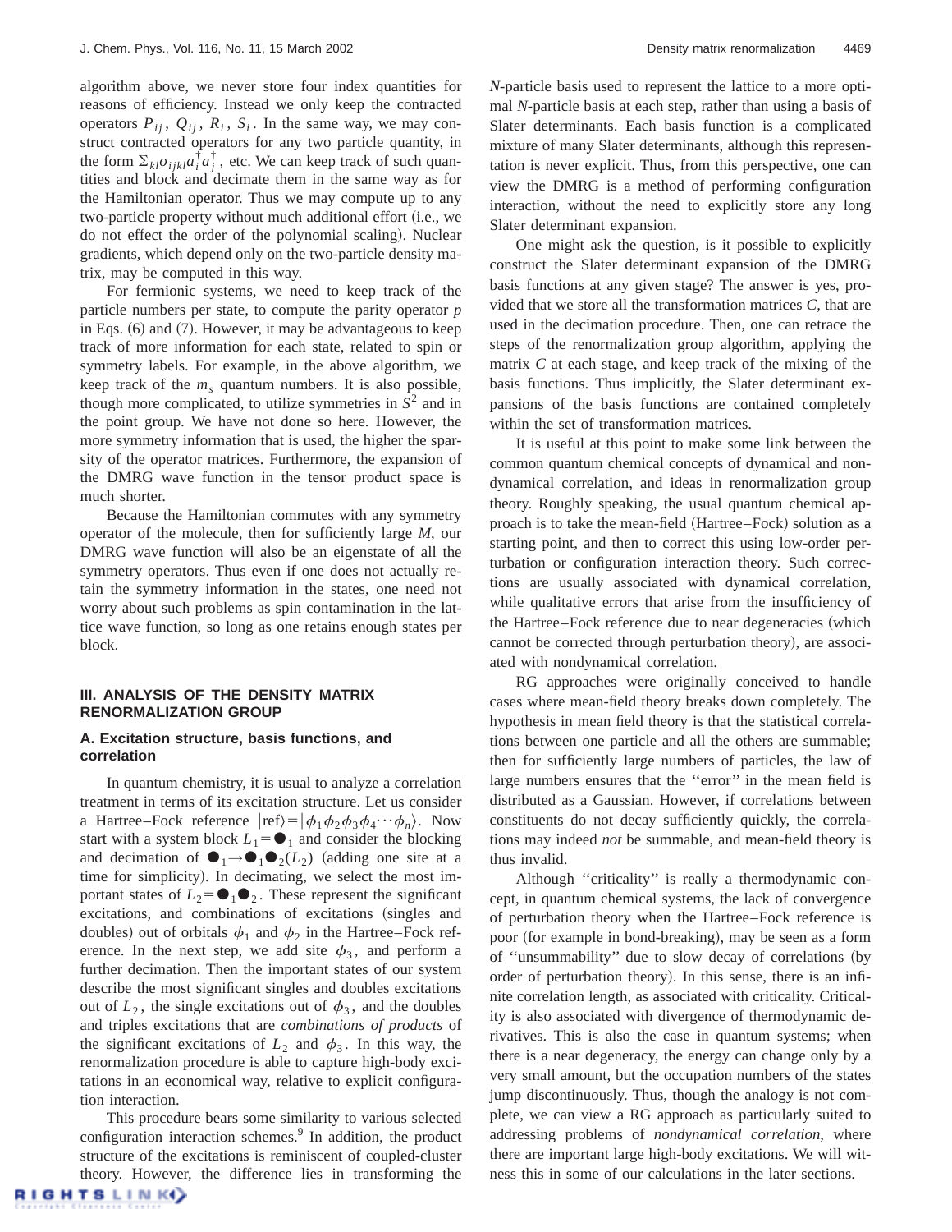algorithm above, we never store four index quantities for reasons of efficiency. Instead we only keep the contracted operators $P_{ij}$, $Q_{ij}$, $R_i$, $S_i$. In the same way, we may construct contracted operators for any two particle quantity, in the form $\Sigma_{kl} o_{ijkl} a_i^\dagger a_j^\dagger$, etc. We can keep track of such quantities and block and decimate them in the same way as for the Hamiltonian operator. Thus we may compute up to any two-particle property without much additional effort (i.e., we do not effect the order of the polynomial scaling). Nuclear gradients, which depend only on the two-particle density matrix, may be computed in this way.

For fermionic systems, we need to keep track of the particle numbers per state, to compute the parity operator $p$ in Eqs. (6) and (7). However, it may be advantageous to keep track of more information for each state, related to spin or symmetry labels. For example, in the above algorithm, we keep track of the $m_s$ quantum numbers. It is also possible, though more complicated, to utilize symmetries in $S^2$ and in the point group. We have not done so here. However, the more symmetry information that is used, the higher the sparsity of the operator matrices. Furthermore, the expansion of the DMRG wave function in the tensor product space is much shorter.

Because the Hamiltonian commutes with any symmetry operator of the molecule, then for sufficiently large $M$, our DMRG wave function will also be an eigenstate of all the symmetry operators. Thus even if one does not actually retain the symmetry information in the states, one need not worry about such problems as spin contamination in the lattice wave function, so long as one retains enough states per block.

## III. ANALYSIS OF THE DENSITY MATRIX RENORMALIZATION GROUP

### A. Excitation structure, basis functions, and correlation

In quantum chemistry, it is usual to analyze a correlation treatment in terms of its excitation structure. Let us consider a Hartree–Fock reference $|\text{ref}\rangle = |\phi_1\phi_2\phi_3\phi_4\cdots\phi_n\rangle$. Now start with a system block $L_1 = \bullet_1$ and consider the blocking and decimation of $\bullet_1 \rightarrow \bullet_1\bullet_2(L_2)$ (adding one site at a time for simplicity). In decimating, we select the most important states of $L_2 = \bullet_1\bullet_2$. These represent the significant excitations, and combinations of excitations (singles and doubles) out of orbitals $\phi_1$ and $\phi_2$ in the Hartree–Fock reference. In the next step, we add site $\phi_3$, and perform a further decimation. Then the important states of our system describe the most significant singles and doubles excitations out of $L_2$, the single excitations out of $\phi_3$, and the doubles and triples excitations that are *combinations of products* of the significant excitations of $L_2$ and $\phi_3$. In this way, the renormalization procedure is able to capture high-body excitations in an economical way, relative to explicit configuration interaction.

This procedure bears some similarity to various selected configuration interaction schemes.[9] In addition, the product structure of the excitations is reminiscent of coupled-cluster theory. However, the difference lies in transforming the $N$-particle basis used to represent the lattice to a more optimal $N$-particle basis at each step, rather than using a basis of Slater determinants. Each basis function is a complicated mixture of many Slater determinants, although this representation is never explicit. Thus, from this perspective, one can view the DMRG is a method of performing configuration interaction, without the need to explicitly store any long Slater determinant expansion.

One might ask the question, is it possible to explicitly construct the Slater determinant expansion of the DMRG basis functions at any given stage? The answer is yes, provided that we store all the transformation matrices $C$, that are used in the decimation procedure. Then, one can retrace the steps of the renormalization group algorithm, applying the matrix $C$ at each stage, and keep track of the mixing of the basis functions. Thus implicitly, the Slater determinant expansions of the basis functions are contained completely within the set of transformation matrices.

It is useful at this point to make some link between the common quantum chemical concepts of dynamical and nondynamical correlation, and ideas in renormalization group theory. Roughly speaking, the usual quantum chemical approach is to take the mean-field (Hartree–Fock) solution as a starting point, and then to correct this using low-order perturbation or configuration interaction theory. Such corrections are usually associated with dynamical correlation, while qualitative errors that arise from the insufficiency of the Hartree–Fock reference due to near degeneracies (which cannot be corrected through perturbation theory), are associated with nondynamical correlation.

RG approaches were originally conceived to handle cases where mean-field theory breaks down completely. The hypothesis in mean field theory is that the statistical correlations between one particle and all the others are summable; then for sufficiently large numbers of particles, the law of large numbers ensures that the ''error'' in the mean field is distributed as a Gaussian. However, if correlations between constituents do not decay sufficiently quickly, the correlations may indeed *not* be summable, and mean-field theory is thus invalid.

Although ''criticality'' is really a thermodynamic concept, in quantum chemical systems, the lack of convergence of perturbation theory when the Hartree–Fock reference is poor (for example in bond-breaking), may be seen as a form of ''unsummability'' due to slow decay of correlations (by order of perturbation theory). In this sense, there is an infinite correlation length, as associated with criticality. Criticality is also associated with divergence of thermodynamic derivatives. This is also the case in quantum systems; when there is a near degeneracy, the energy can change only by a very small amount, but the occupation numbers of the states jump discontinuously. Thus, though the analogy is not complete, we can view a RG approach as particularly suited to addressing problems of *nondynamical correlation*, where there are important large high-body excitations. We will witness this in some of our calculations in the later sections.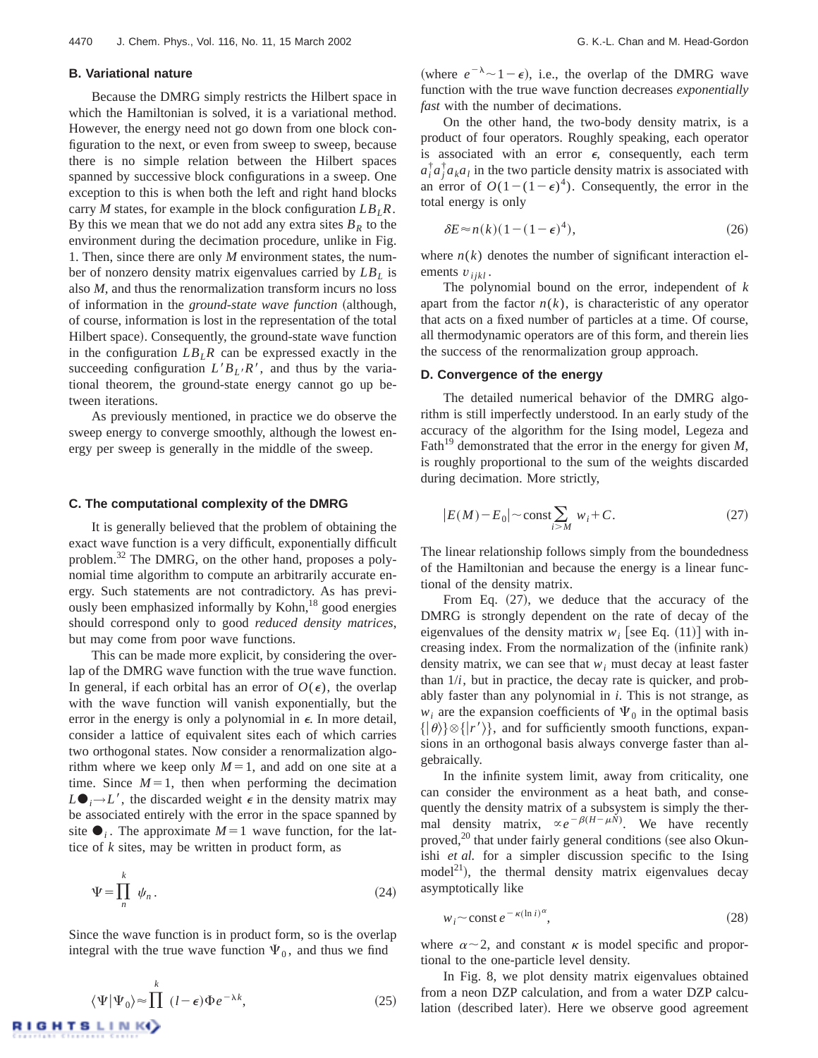### B. Variational nature

Because the DMRG simply restricts the Hilbert space in which the Hamiltonian is solved, it is a variational method. However, the energy need not go down from one block configuration to the next, or even from sweep to sweep, because there is no simple relation between the Hilbert spaces spanned by successive block configurations in a sweep. One exception to this is when both the left and right hand blocks carry $M$ states, for example in the block configuration $LB_LR$. By this we mean that we do not add any extra sites $B_R$ to the environment during the decimation procedure, unlike in Fig. 1. Then, since there are only $M$ environment states, the number of nonzero density matrix eigenvalues carried by $LB_L$ is also $M$, and thus the renormalization transform incurs no loss of information in the *ground-state wave function* (although, of course, information is lost in the representation of the total Hilbert space). Consequently, the ground-state wave function in the configuration $LB_LR$ can be expressed exactly in the succeeding configuration $L'B_{L'}R'$, and thus by the variational theorem, the ground-state energy cannot go up between iterations.

As previously mentioned, in practice we do observe the sweep energy to converge smoothly, although the lowest energy per sweep is generally in the middle of the sweep.

### C. The computational complexity of the DMRG

It is generally believed that the problem of obtaining the exact wave function is a very difficult, exponentially difficult problem.[32] The DMRG, on the other hand, proposes a polynomial time algorithm to compute an arbitrarily accurate energy. Such statements are not contradictory. As has previously been emphasized informally by Kohn,[18] good energies should correspond only to good *reduced density matrices*, but may come from poor wave functions.

This can be made more explicit, by considering the overlap of the DMRG wave function with the true wave function. In general, if each orbital has an error of $O(\epsilon)$, the overlap with the wave function will vanish exponentially, but the error in the energy is only a polynomial in $\epsilon$. In more detail, consider a lattice of equivalent sites each of which carries two orthogonal states. Now consider a renormalization algorithm where we keep only $M=1$, and add on one site at a time. Since $M=1$, then when performing the decimation $L\bullet_i \rightarrow L'$, the discarded weight $\epsilon$ in the density matrix may be associated entirely with the error in the space spanned by site $\bullet_i$. The approximate $M=1$ wave function, for the lattice of $k$ sites, may be written in product form, as

$$\Psi = \prod_{n}^{k} \psi_n . \tag{24}$$

Since the wave function is in product form, so is the overlap integral with the true wave function $\Psi_0$, and thus we find

$$\langle \Psi | \Psi_0 \rangle \approx \prod^{k} (l-\epsilon) \Phi e^{-\lambda k}, \tag{25}$$

(where $e^{-\lambda} \sim 1-\epsilon$), i.e., the overlap of the DMRG wave function with the true wave function decreases *exponentially fast* with the number of decimations.

On the other hand, the two-body density matrix, is a product of four operators. Roughly speaking, each operator is associated with an error $\epsilon$, consequently, each term $a_i^\dagger a_j^\dagger a_k a_l$ in the two particle density matrix is associated with an error of $O(1-(1-\epsilon)^4)$. Consequently, the error in the total energy is only

$$\delta E \approx n(k)(1-(1-\epsilon)^4), \tag{26}$$

where $n(k)$ denotes the number of significant interaction elements $v_{ijkl}$.

The polynomial bound on the error, independent of $k$ apart from the factor $n(k)$, is characteristic of any operator that acts on a fixed number of particles at a time. Of course, all thermodynamic operators are of this form, and therein lies the success of the renormalization group approach.

### D. Convergence of the energy

The detailed numerical behavior of the DMRG algorithm is still imperfectly understood. In an early study of the accuracy of the algorithm for the Ising model, Legeza and Fath[19] demonstrated that the error in the energy for given $M$, is roughly proportional to the sum of the weights discarded during decimation. More strictly,

$$|E(M)-E_0| \sim \text{const} \sum_{i>M} w_i + C. \tag{27}$$

The linear relationship follows simply from the boundedness of the Hamiltonian and because the energy is a linear functional of the density matrix.

From Eq. (27), we deduce that the accuracy of the DMRG is strongly dependent on the rate of decay of the eigenvalues of the density matrix $w_i$ [see Eq. (11)] with increasing index. From the normalization of the (infinite rank) density matrix, we can see that $w_i$ must decay at least faster than $1/i$, but in practice, the decay rate is quicker, and probably faster than any polynomial in $i$. This is not strange, as $w_i$ are the expansion coefficients of $\Psi_0$ in the optimal basis $\{|\theta\rangle\} \otimes \{|r'\rangle\}$, and for sufficiently smooth functions, expansions in an orthogonal basis always converge faster than algebraically.

In the infinite system limit, away from criticality, one can consider the environment as a heat bath, and consequently the density matrix of a subsystem is simply the thermal density matrix, $\propto e^{-\beta(H-\mu N)}$. We have recently proved,[20] that under fairly general conditions (see also Okunishi *et al.* for a simpler discussion specific to the Ising model[21]), the thermal density matrix eigenvalues decay asymptotically like

$$w_i \sim \text{const}\, e^{-\kappa(\ln i)^\alpha}, \tag{28}$$

where $\alpha \sim 2$, and constant $\kappa$ is model specific and proportional to the one-particle level density.

In Fig. 8, we plot density matrix eigenvalues obtained from a neon DZP calculation, and from a water DZP calculation (described later). Here we observe good agreement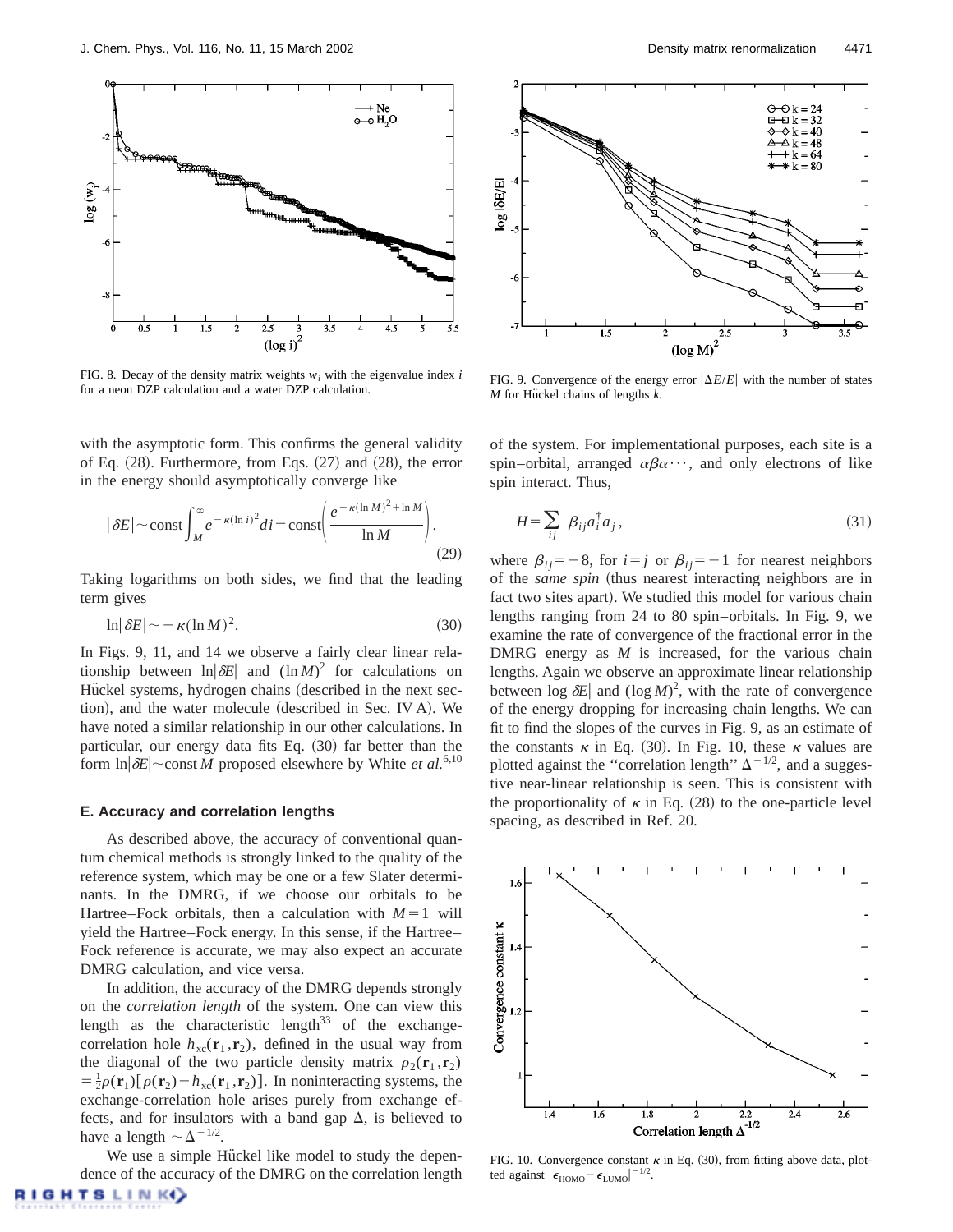FIG. 8. Decay of the density matrix weights $w_i$ with the eigenvalue index $i$ for a neon DZP calculation and a water DZP calculation.

FIG. 9. Convergence of the energy error $|\Delta E/E|$ with the number of states $M$ for Hückel chains of lengths $k$.

with the asymptotic form. This confirms the general validity of Eq. (28). Furthermore, from Eqs. (27) and (28), the error in the energy should asymptotically converge like

$$|\delta E| \sim \text{const} \int_M^\infty e^{-\kappa(\ln i)^2} di = \text{const}\left(\frac{e^{-\kappa(\ln M)^2 + \ln M}}{\ln M}\right). \tag{29}$$

Taking logarithms on both sides, we find that the leading term gives

$$\ln|\delta E| \sim -\kappa(\ln M)^2. \tag{30}$$

In Figs. 9, 11, and 14 we observe a fairly clear linear relationship between $\ln|\delta E|$ and $(\ln M)^2$ for calculations on Hückel systems, hydrogen chains (described in the next section), and the water molecule (described in Sec. IV A). We have noted a similar relationship in our other calculations. In particular, our energy data fits Eq. (30) far better than the form $\ln|\delta E| \sim \text{const}\, M$ proposed elsewhere by White *et al.*[6,10]

### E. Accuracy and correlation lengths

As described above, the accuracy of conventional quantum chemical methods is strongly linked to the quality of the reference system, which may be one or a few Slater determinants. In the DMRG, if we choose our orbitals to be Hartree–Fock orbitals, then a calculation with $M=1$ will yield the Hartree–Fock energy. In this sense, if the Hartree–Fock reference is accurate, we may also expect an accurate DMRG calculation, and vice versa.

In addition, the accuracy of the DMRG depends strongly on the *correlation length* of the system. One can view this length as the characteristic length[33] of the exchange-correlation hole $h_{xc}(\mathbf{r}_1,\mathbf{r}_2)$, defined in the usual way from the diagonal of the two particle density matrix $\rho_2(\mathbf{r}_1,\mathbf{r}_2) = \frac{1}{2}\rho(\mathbf{r}_1)[\rho(\mathbf{r}_2) - h_{xc}(\mathbf{r}_1,\mathbf{r}_2)]$. In noninteracting systems, the exchange-correlation hole arises purely from exchange effects, and for insulators with a band gap $\Delta$, is believed to have a length $\sim\Delta^{-1/2}$.

We use a simple Hückel like model to study the dependence of the accuracy of the DMRG on the correlation length of the system. For implementational purposes, each site is a spin–orbital, arranged $\alpha\beta\alpha\cdots$, and only electrons of like spin interact. Thus,

$$H = \sum_{ij} \beta_{ij} a_i^\dagger a_j, \tag{31}$$

where $\beta_{ij} = -8$, for $i=j$ or $\beta_{ij} = -1$ for nearest neighbors of the *same spin* (thus nearest interacting neighbors are in fact two sites apart). We studied this model for various chain lengths ranging from 24 to 80 spin–orbitals. In Fig. 9, we examine the rate of convergence of the fractional error in the DMRG energy as $M$ is increased, for the various chain lengths. Again we observe an approximate linear relationship between $\log|\delta E|$ and $(\log M)^2$, with the rate of convergence of the energy dropping for increasing chain lengths. We can fit to find the slopes of the curves in Fig. 9, as an estimate of the constants $\kappa$ in Eq. (30). In Fig. 10, these $\kappa$ values are plotted against the "correlation length" $\Delta^{-1/2}$, and a suggestive near-linear relationship is seen. This is consistent with the proportionality of $\kappa$ in Eq. (28) to the one-particle level spacing, as described in Ref. 20.

FIG. 10. Convergence constant $\kappa$ in Eq. (30), from fitting above data, plotted against $|\epsilon_{\text{HOMO}} - \epsilon_{\text{LUMO}}|^{-1/2}$.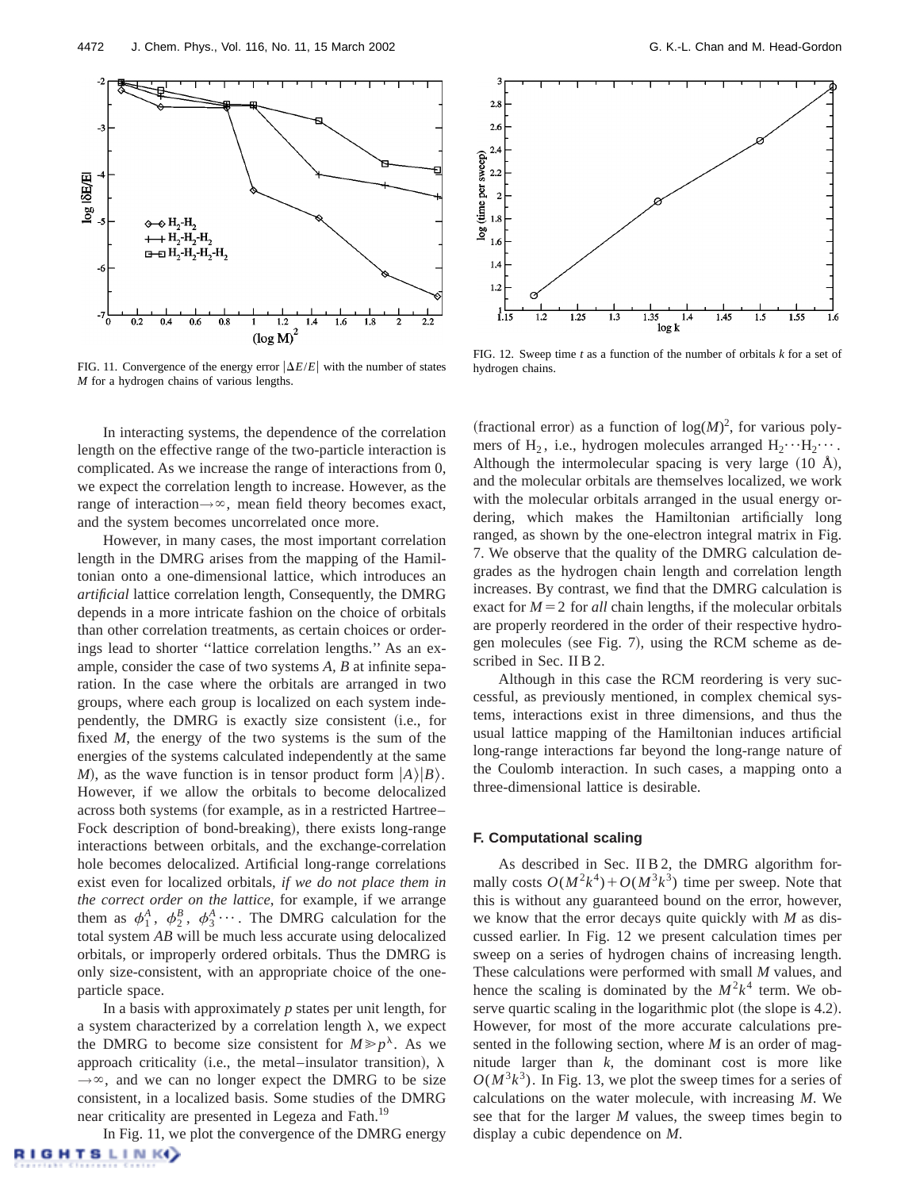FIG. 11. Convergence of the energy error $|\Delta E/E|$ with the number of states $M$ for a hydrogen chains of various lengths.

FIG. 12. Sweep time $t$ as a function of the number of orbitals $k$ for a set of hydrogen chains.

In interacting systems, the dependence of the correlation length on the effective range of the two-particle interaction is complicated. As we increase the range of interactions from 0, we expect the correlation length to increase. However, as the range of interaction→∞, mean field theory becomes exact, and the system becomes uncorrelated once more.

However, in many cases, the most important correlation length in the DMRG arises from the mapping of the Hamiltonian onto a one-dimensional lattice, which introduces an *artificial* lattice correlation length, Consequently, the DMRG depends in a more intricate fashion on the choice of orbitals than other correlation treatments, as certain choices or orderings lead to shorter "lattice correlation lengths." As an example, consider the case of two systems $A$, $B$ at infinite separation. In the case where the orbitals are arranged in two groups, where each group is localized on each system independently, the DMRG is exactly size consistent (i.e., for fixed $M$, the energy of the two systems is the sum of the energies of the systems calculated independently at the same $M$), as the wave function is in tensor product form $|A\rangle|B\rangle$. However, if we allow the orbitals to become delocalized across both systems (for example, as in a restricted Hartree–Fock description of bond-breaking), there exists long-range interactions between orbitals, and the exchange-correlation hole becomes delocalized. Artificial long-range correlations exist even for localized orbitals, *if we do not place them in the correct order on the lattice*, for example, if we arrange them as $\phi_1^A$, $\phi_2^B$, $\phi_3^A \cdots$. The DMRG calculation for the total system $AB$ will be much less accurate using delocalized orbitals, or improperly ordered orbitals. Thus the DMRG is only size-consistent, with an appropriate choice of the one-particle space.

In a basis with approximately $p$ states per unit length, for a system characterized by a correlation length $\lambda$, we expect the DMRG to become size consistent for $M \gg p^{\lambda}$. As we approach criticality (i.e., the metal–insulator transition), $\lambda \to \infty$, and we can no longer expect the DMRG to be size consistent, in a localized basis. Some studies of the DMRG near criticality are presented in Legeza and Fath.[19]

In Fig. 11, we plot the convergence of the DMRG energy (fractional error) as a function of $\log(M)^2$, for various polymers of $H_2$, i.e., hydrogen molecules arranged $H_2 \cdots H_2 \cdots$. Although the intermolecular spacing is very large (10 Å), and the molecular orbitals are themselves localized, we work with the molecular orbitals arranged in the usual energy ordering, which makes the Hamiltonian artificially long ranged, as shown by the one-electron integral matrix in Fig. 7. We observe that the quality of the DMRG calculation degrades as the hydrogen chain length and correlation length increases. By contrast, we find that the DMRG calculation is exact for $M=2$ for *all* chain lengths, if the molecular orbitals are properly reordered in the order of their respective hydrogen molecules (see Fig. 7), using the RCM scheme as described in Sec. II B 2.

Although in this case the RCM reordering is very successful, as previously mentioned, in complex chemical systems, interactions exist in three dimensions, and thus the usual lattice mapping of the Hamiltonian induces artificial long-range interactions far beyond the long-range nature of the Coulomb interaction. In such cases, a mapping onto a three-dimensional lattice is desirable.

### F. Computational scaling

As described in Sec. II B 2, the DMRG algorithm formally costs $O(M^2k^4) + O(M^3k^3)$ time per sweep. Note that this is without any guaranteed bound on the error, however, we know that the error decays quite quickly with $M$ as discussed earlier. In Fig. 12 we present calculation times per sweep on a series of hydrogen chains of increasing length. These calculations were performed with small $M$ values, and hence the scaling is dominated by the $M^2k^4$ term. We observe quartic scaling in the logarithmic plot (the slope is 4.2). However, for most of the more accurate calculations presented in the following section, where $M$ is an order of magnitude larger than $k$, the dominant cost is more like $O(M^3k^3)$. In Fig. 13, we plot the sweep times for a series of calculations on the water molecule, with increasing $M$. We see that for the larger $M$ values, the sweep times begin to display a cubic dependence on $M$.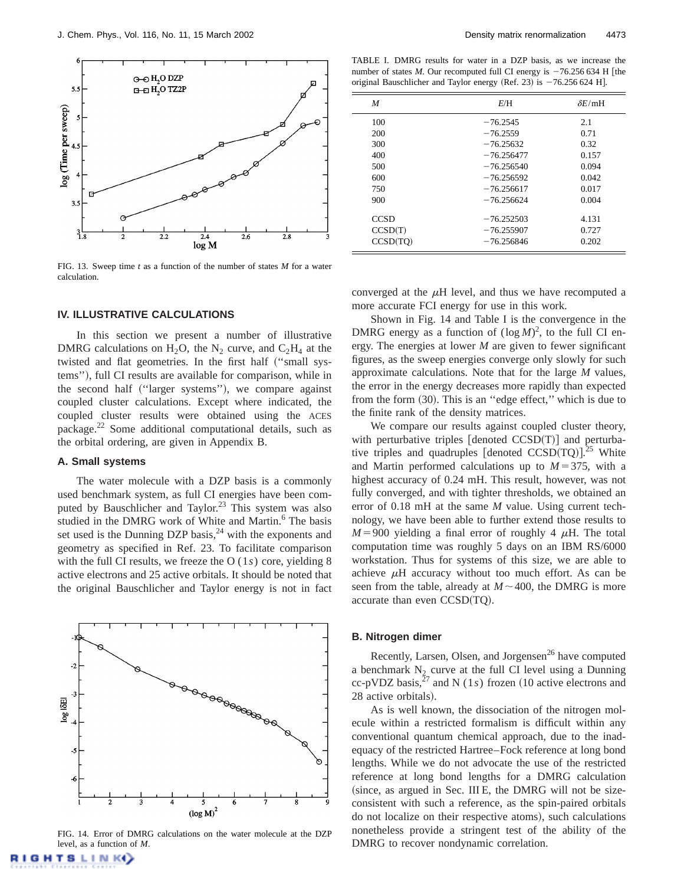FIG. 13. Sweep time $t$ as a function of the number of states $M$ for a water calculation.

## IV. ILLUSTRATIVE CALCULATIONS

In this section we present a number of illustrative DMRG calculations on $H_2O$, the $N_2$ curve, and $C_2H_4$ at the twisted and flat geometries. In the first half ("small systems"), full CI results are available for comparison, while in the second half ("larger systems"), we compare against coupled cluster calculations. Except where indicated, the coupled cluster results were obtained using the ACES package.[22] Some additional computational details, such as the orbital ordering, are given in Appendix B.

### A. Small systems

The water molecule with a DZP basis is a commonly used benchmark system, as full CI energies have been computed by Bauschlicher and Taylor.[23] This system was also studied in the DMRG work of White and Martin.[6] The basis set used is the Dunning DZP basis,[24] with the exponents and geometry as specified in Ref. 23. To facilitate comparison with the full CI results, we freeze the O (1$s$) core, yielding 8 active electrons and 25 active orbitals. It should be noted that the original Bauschlicher and Taylor energy is not in fact converged at the $\mu$H level, and thus we have recomputed a more accurate FCI energy for use in this work.

TABLE I. DMRG results for water in a DZP basis, as we increase the number of states $M$. Our recomputed full CI energy is −76.256 634 H [the original Bauschlicher and Taylor energy (Ref. 23) is −76.256 624 H].

| $M$ | $E$/H | $\delta E$/mH |
|---|---|---|
| 100 | −76.2545 | 2.1 |
| 200 | −76.2559 | 0.71 |
| 300 | −76.25632 | 0.32 |
| 400 | −76.256477 | 0.157 |
| 500 | −76.256540 | 0.094 |
| 600 | −76.256592 | 0.042 |
| 750 | −76.256617 | 0.017 |
| 900 | −76.256624 | 0.004 |
| CCSD | −76.252503 | 4.131 |
| CCSD(T) | −76.255907 | 0.727 |
| CCSD(TQ) | −76.256846 | 0.202 |

Shown in Fig. 14 and Table I is the convergence in the DMRG energy as a function of $(\log M)^2$, to the full CI energy. The energies at lower $M$ are given to fewer significant figures, as the sweep energies converge only slowly for such approximate calculations. Note that for the large $M$ values, the error in the energy decreases more rapidly than expected from the form (30). This is an "edge effect," which is due to the finite rank of the density matrices.

We compare our results against coupled cluster theory, with perturbative triples [denoted CCSD(T)] and perturbative triples and quadruples [denoted CCSD(TQ)].[25] White and Martin performed calculations up to $M=375$, with a highest accuracy of 0.24 mH. This result, however, was not fully converged, and with tighter thresholds, we obtained an error of 0.18 mH at the same $M$ value. Using current technology, we have been able to further extend those results to $M=900$ yielding a final error of roughly 4 $\mu$H. The total computation time was roughly 5 days on an IBM RS/6000 workstation. Thus for systems of this size, we are able to achieve $\mu$H accuracy without too much effort. As can be seen from the table, already at $M\sim400$, the DMRG is more accurate than even CCSD(TQ).

FIG. 14. Error of DMRG calculations on the water molecule at the DZP level, as a function of $M$.

### B. Nitrogen dimer

Recently, Larsen, Olsen, and Jorgensen[26] have computed a benchmark $N_2$ curve at the full CI level using a Dunning cc-pVDZ basis,[27] and N (1$s$) frozen (10 active electrons and 28 active orbitals).

As is well known, the dissociation of the nitrogen molecule within a restricted formalism is difficult within any conventional quantum chemical approach, due to the inadequacy of the restricted Hartree–Fock reference at long bond lengths. While we do not advocate the use of the restricted reference at long bond lengths for a DMRG calculation (since, as argued in Sec. III E, the DMRG will not be size-consistent with such a reference, as the spin-paired orbitals do not localize on their respective atoms), such calculations nonetheless provide a stringent test of the ability of the DMRG to recover nondynamic correlation.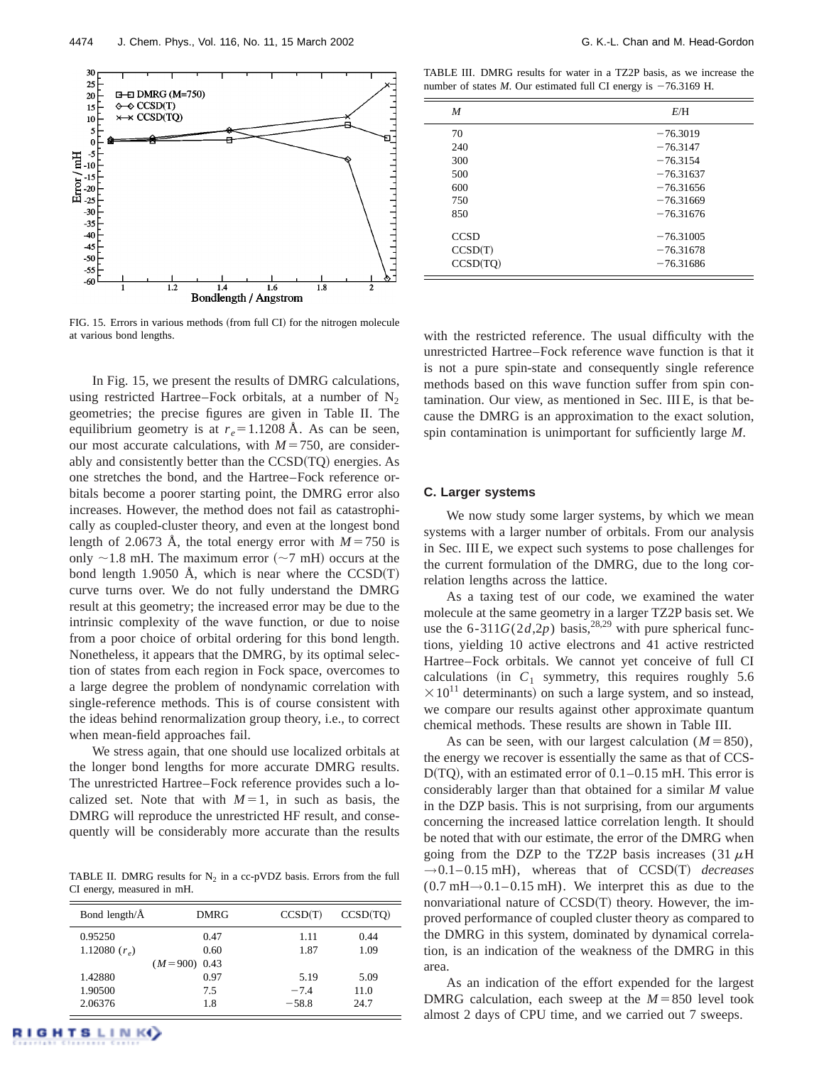FIG. 15. Errors in various methods (from full CI) for the nitrogen molecule at various bond lengths.

In Fig. 15, we present the results of DMRG calculations, using restricted Hartree–Fock orbitals, at a number of $N_2$ geometries; the precise figures are given in Table II. The equilibrium geometry is at $r_e = 1.1208$ Å. As can be seen, our most accurate calculations, with $M = 750$, are considerably and consistently better than the CCSD(TQ) energies. As one stretches the bond, and the Hartree–Fock reference orbitals become a poorer starting point, the DMRG error also increases. However, the method does not fail as catastrophically as coupled-cluster theory, and even at the longest bond length of 2.0673 Å, the total energy error with $M = 750$ is only ~1.8 mH. The maximum error (~7 mH) occurs at the bond length 1.9050 Å, which is near where the CCSD(T) curve turns over. We do not fully understand the DMRG result at this geometry; the increased error may be due to the intrinsic complexity of the wave function, or due to noise from a poor choice of orbital ordering for this bond length. Nonetheless, it appears that the DMRG, by its optimal selection of states from each region in Fock space, overcomes to a large degree the problem of nondynamic correlation with single-reference methods. This is of course consistent with the ideas behind renormalization group theory, i.e., to correct when mean-field approaches fail.

We stress again, that one should use localized orbitals at the longer bond lengths for more accurate DMRG results. The unrestricted Hartree–Fock reference provides such a localized set. Note that with $M = 1$, in such as basis, the DMRG will reproduce the unrestricted HF result, and consequently will be considerably more accurate than the results with the restricted reference. The usual difficulty with the unrestricted Hartree–Fock reference wave function is that it is not a pure spin-state and consequently single reference methods based on this wave function suffer from spin contamination. Our view, as mentioned in Sec. III E, is that because the DMRG is an approximation to the exact solution, spin contamination is unimportant for sufficiently large $M$.

TABLE II. DMRG results for $N_2$ in a cc-pVDZ basis. Errors from the full CI energy, measured in mH.

| Bond length/Å | DMRG | CCSD(T) | CCSD(TQ) |
|---|---|---|---|
| 0.95250 | 0.47 | 1.11 | 0.44 |
| 1.12080 ($r_e$) | 0.60 | 1.87 | 1.09 |
| | ($M = 900$) 0.43 | | |
| 1.42880 | 0.97 | 5.19 | 5.09 |
| 1.90500 | 7.5 | −7.4 | 11.0 |
| 2.06376 | 1.8 | −58.8 | 24.7 |

TABLE III. DMRG results for water in a TZ2P basis, as we increase the number of states $M$. Our estimated full CI energy is −76.3169 H.

| $M$ | $E$/H |
|---|---|
| 70 | −76.3019 |
| 240 | −76.3147 |
| 300 | −76.3154 |
| 500 | −76.31637 |
| 600 | −76.31656 |
| 750 | −76.31669 |
| 850 | −76.31676 |
| CCSD | −76.31005 |
| CCSD(T) | −76.31678 |
| CCSD(TQ) | −76.31686 |

### C. Larger systems

We now study some larger systems, by which we mean systems with a larger number of orbitals. From our analysis in Sec. III E, we expect such systems to pose challenges for the current formulation of the DMRG, due to the long correlation lengths across the lattice.

As a taxing test of our code, we examined the water molecule at the same geometry in a larger TZ2P basis set. We use the 6-311$G(2d,2p)$ basis,[28,29] with pure spherical functions, yielding 10 active electrons and 41 active restricted Hartree–Fock orbitals. We cannot yet conceive of full CI calculations (in $C_1$ symmetry, this requires roughly $5.6 \times 10^{11}$ determinants) on such a large system, and so instead, we compare our results against other approximate quantum chemical methods. These results are shown in Table III.

As can be seen, with our largest calculation ($M = 850$), the energy we recover is essentially the same as that of CCSD(TQ), with an estimated error of 0.1–0.15 mH. This error is considerably larger than that obtained for a similar $M$ value in the DZP basis. This is not surprising, from our arguments concerning the increased lattice correlation length. It should be noted that with our estimate, the error of the DMRG when going from the DZP to the TZ2P basis increases (31 $\mu$H → 0.1–0.15 mH), whereas that of CCSD(T) *decreases* (0.7 mH → 0.1–0.15 mH). We interpret this as due to the nonvariational nature of CCSD(T) theory. However, the improved performance of coupled cluster theory as compared to the DMRG in this system, dominated by dynamical correlation, is an indication of the weakness of the DMRG in this area.

As an indication of the effort expended for the largest DMRG calculation, each sweep at the $M = 850$ level took almost 2 days of CPU time, and we carried out 7 sweeps.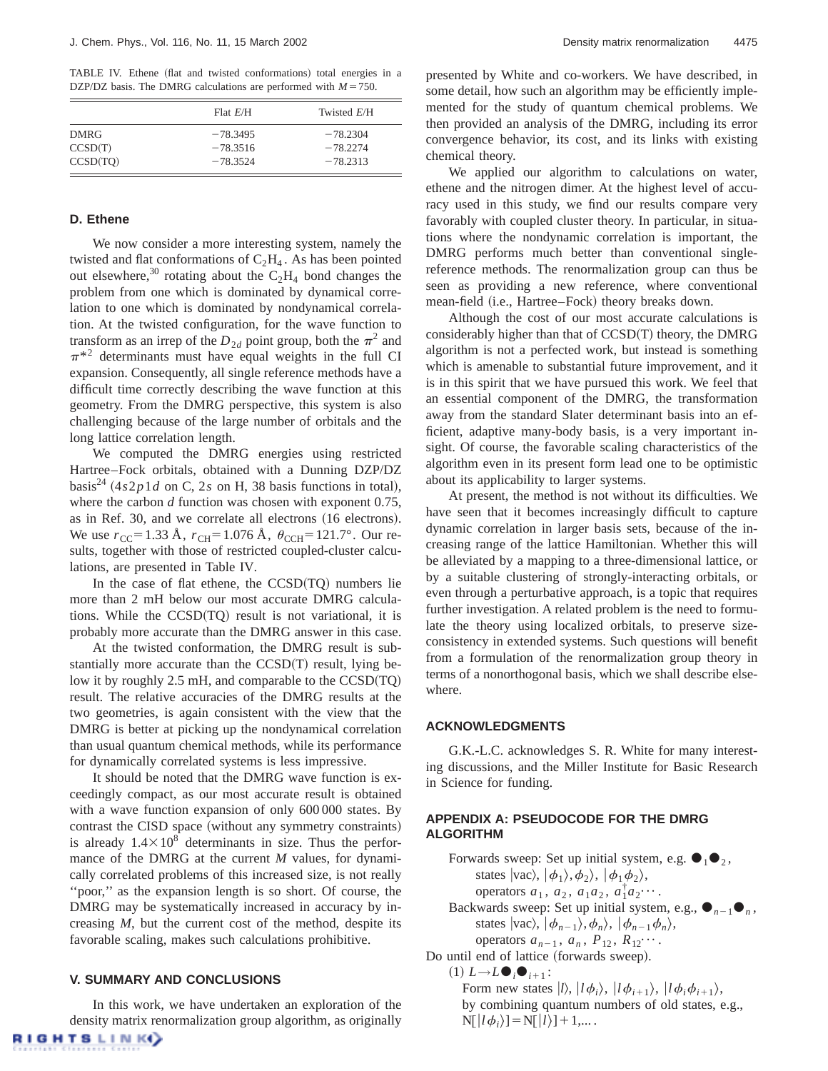TABLE IV. Ethene (flat and twisted conformations) total energies in a DZP/DZ basis. The DMRG calculations are performed with $M=750$.

| | Flat $E$/H | Twisted $E$/H |
|---|---|---|
| DMRG | −78.3495 | −78.2304 |
| CCSD(T) | −78.3516 | −78.2274 |
| CCSD(TQ) | −78.3524 | −78.2313 |

### D. Ethene

We now consider a more interesting system, namely the twisted and flat conformations of $C_2H_4$. As has been pointed out elsewhere,[30] rotating about the $C_2H_4$ bond changes the problem from one which is dominated by dynamical correlation to one which is dominated by nondynamical correlation. At the twisted configuration, for the wave function to transform as an irrep of the $D_{2d}$ point group, both the $\pi^2$ and $\pi^{*2}$ determinants must have equal weights in the full CI expansion. Consequently, all single reference methods have a difficult time correctly describing the wave function at this geometry. From the DMRG perspective, this system is also challenging because of the large number of orbitals and the long lattice correlation length.

We computed the DMRG energies using restricted Hartree–Fock orbitals, obtained with a Dunning DZP/DZ basis[24] ($4s2p1d$ on C, $2s$ on H, 38 basis functions in total), where the carbon $d$ function was chosen with exponent 0.75, as in Ref. 30, and we correlate all electrons (16 electrons). We use $r_{CC}=1.33$ Å, $r_{CH}=1.076$ Å, $\theta_{CCH}=121.7°$. Our results, together with those of restricted coupled-cluster calculations, are presented in Table IV.

In the case of flat ethene, the CCSD(TQ) numbers lie more than 2 mH below our most accurate DMRG calculations. While the CCSD(TQ) result is not variational, it is probably more accurate than the DMRG answer in this case.

At the twisted conformation, the DMRG result is substantially more accurate than the CCSD(T) result, lying below it by roughly 2.5 mH, and comparable to the CCSD(TQ) result. The relative accuracies of the DMRG results at the two geometries, is again consistent with the view that the DMRG is better at picking up the nondynamical correlation than usual quantum chemical methods, while its performance for dynamically correlated systems is less impressive.

It should be noted that the DMRG wave function is exceedingly compact, as our most accurate result is obtained with a wave function expansion of only 600 000 states. By contrast the CISD space (without any symmetry constraints) is already $1.4\times10^8$ determinants in size. Thus the performance of the DMRG at the current $M$ values, for dynamically correlated problems of this increased size, is not really "poor," as the expansion length is so short. Of course, the DMRG may be systematically increased in accuracy by increasing $M$, but the current cost of the method, despite its favorable scaling, makes such calculations prohibitive.

## V. SUMMARY AND CONCLUSIONS

In this work, we have undertaken an exploration of the density matrix renormalization group algorithm, as originally presented by White and co-workers. We have described, in some detail, how such an algorithm may be efficiently implemented for the study of quantum chemical problems. We then provided an analysis of the DMRG, including its error convergence behavior, its cost, and its links with existing chemical theory.

We applied our algorithm to calculations on water, ethene and the nitrogen dimer. At the highest level of accuracy used in this study, we find our results compare very favorably with coupled cluster theory. In particular, in situations where the nondynamic correlation is important, the DMRG performs much better than conventional single-reference methods. The renormalization group can thus be seen as providing a new reference, where conventional mean-field (i.e., Hartree–Fock) theory breaks down.

Although the cost of our most accurate calculations is considerably higher than that of CCSD(T) theory, the DMRG algorithm is not a perfected work, but instead is something which is amenable to substantial future improvement, and it is in this spirit that we have pursued this work. We feel that an essential component of the DMRG, the transformation away from the standard Slater determinant basis into an efficient, adaptive many-body basis, is a very important insight. Of course, the favorable scaling characteristics of the algorithm even in its present form lead one to be optimistic about its applicability to larger systems.

At present, the method is not without its difficulties. We have seen that it becomes increasingly difficult to capture dynamic correlation in larger basis sets, because of the increasing range of the lattice Hamiltonian. Whether this will be alleviated by a mapping to a three-dimensional lattice, or by a suitable clustering of strongly-interacting orbitals, or even through a perturbative approach, is a topic that requires further investigation. A related problem is the need to formulate the theory using localized orbitals, to preserve size-consistency in extended systems. Such questions will benefit from a formulation of the renormalization group theory in terms of a nonorthogonal basis, which we shall describe elsewhere.

## ACKNOWLEDGMENTS

G.K.-L.C. acknowledges S. R. White for many interesting discussions, and the Miller Institute for Basic Research in Science for funding.

## APPENDIX A: PSEUDOCODE FOR THE DMRG ALGORITHM

Forwards sweep: Set up initial system, e.g. $\bullet_1\bullet_2$,
 states $|\mathrm{vac}\rangle$, $|\phi_1\rangle, \phi_2\rangle$, $|\phi_1\phi_2\rangle$,
 operators $a_1$, $a_2$, $a_1a_2$, $a_1^\dagger a_2 \cdots$.
Backwards sweep: Set up initial system, e.g., $\bullet_{n-1}\bullet_n$,
 states $|\mathrm{vac}\rangle$, $|\phi_{n-1}\rangle, \phi_n\rangle$, $|\phi_{n-1}\phi_n\rangle$,
 operators $a_{n-1}$, $a_n$, $P_{12}$, $R_{12} \cdots$.

Do until end of lattice (forwards sweep).
 (1) $L \rightarrow L\bullet_i\bullet_{i+1}$:
  Form new states $|l\rangle$, $|l\phi_i\rangle$, $|l\phi_{i+1}\rangle$, $|l\phi_i\phi_{i+1}\rangle$,
  by combining quantum numbers of old states, e.g.,
  $\mathrm{N}[|l\phi_i\rangle]=\mathrm{N}[|l\rangle]+1, \ldots$.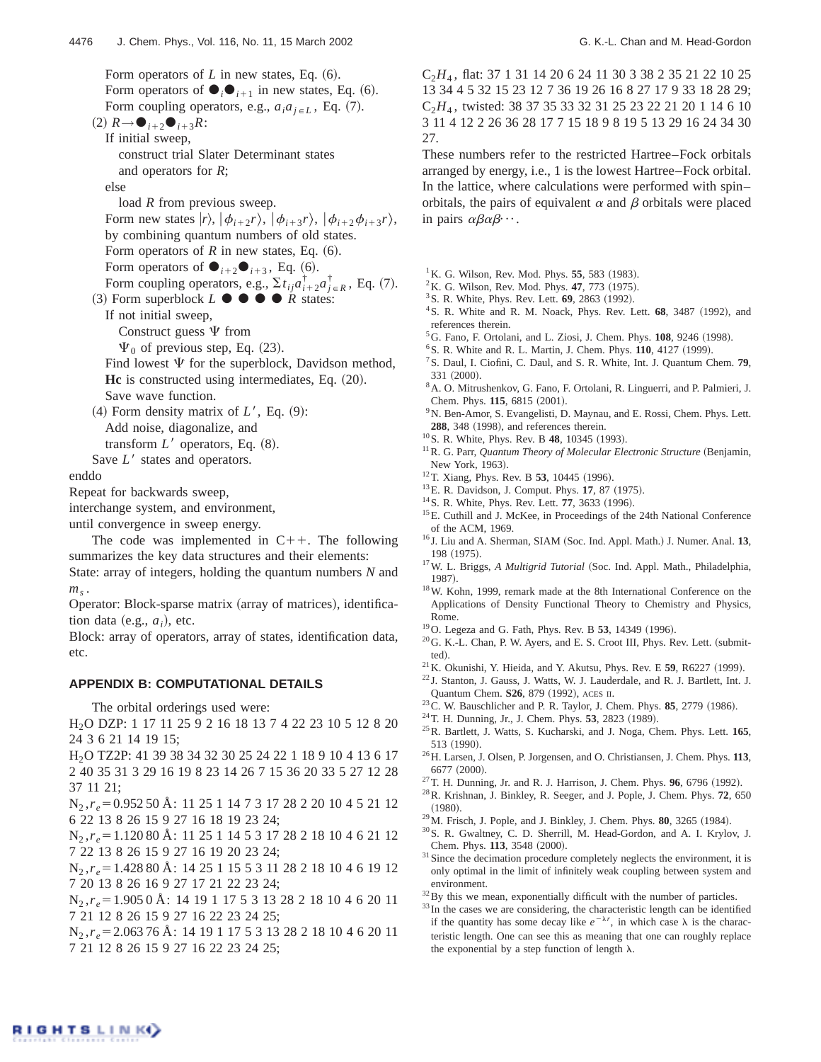Form operators of $L$ in new states, Eq. (6).
Form operators of $\bullet_i \bullet_{i+1}$ in new states, Eq. (6).
Form coupling operators, e.g., $a_i a_{j \in L}$, Eq. (7).
(2) $R \rightarrow \bullet_{i+2} \bullet_{i+3} R$:
If initial sweep,
construct trial Slater Determinant states
and operators for $R$;
else
load $R$ from previous sweep.
Form new states $|r\rangle$, $|\phi_{i+2} r\rangle$, $|\phi_{i+3} r\rangle$, $|\phi_{i+2}\phi_{i+3} r\rangle$,
by combining quantum numbers of old states.
Form operators of $R$ in new states, Eq. (6).
Form operators of $\bullet_{i+2} \bullet_{i+3}$, Eq. (6).
Form coupling operators, e.g., $\Sigma t_{ij} a^{\dagger}_{i+2} a^{\dagger}_{j \in R}$, Eq. (7).
(3) Form superblock $L \bullet \bullet \bullet \bullet R$ states:
If not initial sweep,
Construct guess $\Psi$ from
$\Psi_0$ of previous step, Eq. (23).
Find lowest $\Psi$ for the superblock, Davidson method,
**Hc** is constructed using intermediates, Eq. (20).
Save wave function.
(4) Form density matrix of $L'$, Eq. (9):
Add noise, diagonalize, and
transform $L'$ operators, Eq. (8).
Save $L'$ states and operators.
enddo
Repeat for backwards sweep,
interchange system, and environment,
until convergence in sweep energy.

The code was implemented in C++. The following summarizes the key data structures and their elements:
State: array of integers, holding the quantum numbers $N$ and $m_s$.
Operator: Block-sparse matrix (array of matrices), identification data (e.g., $a_i$), etc.
Block: array of operators, array of states, identification data, etc.

## APPENDIX B: COMPUTATIONAL DETAILS

The orbital orderings used were:
$H_2O$ DZP: 1 17 11 25 9 2 16 18 13 7 4 22 23 10 5 12 8 20 24 3 6 21 14 19 15;
$H_2O$ TZ2P: 41 39 38 34 32 30 25 24 22 1 18 9 10 4 13 6 17 2 40 35 31 3 29 16 19 8 23 14 26 7 15 36 20 33 5 27 12 28 37 11 21;
$N_2$, $r_e$ = 0.952 50 Å: 11 25 1 14 7 3 17 28 2 20 10 4 5 21 12 6 22 13 8 26 15 9 27 16 18 19 23 24;
$N_2$, $r_e$ = 1.120 80 Å: 11 25 1 14 5 3 17 28 2 18 10 4 6 21 12 7 22 13 8 26 15 9 27 16 19 20 23 24;
$N_2$, $r_e$ = 1.428 80 Å: 14 25 1 15 5 3 11 28 2 18 10 4 6 19 12 7 20 13 8 26 16 9 27 17 21 22 23 24;
$N_2$, $r_e$ = 1.905 0 Å: 14 19 1 17 5 3 13 28 2 18 10 4 6 20 11 7 21 12 8 26 15 9 27 16 22 23 24 25;
$N_2$, $r_e$ = 2.063 76 Å: 14 19 1 17 5 3 13 28 2 18 10 4 6 20 11 7 21 12 8 26 15 9 27 16 22 23 24 25;
$C_2H_4$, flat: 37 1 31 14 20 6 24 11 30 3 38 2 35 21 22 10 25 13 34 4 5 32 15 23 12 7 36 19 26 16 8 27 17 9 33 18 28 29;
$C_2H_4$, twisted: 38 37 35 33 32 31 25 23 22 21 20 1 14 6 10 3 11 4 12 2 26 36 28 17 7 15 18 9 8 19 5 13 29 16 24 34 30 27.

These numbers refer to the restricted Hartree–Fock orbitals arranged by energy, i.e., 1 is the lowest Hartree–Fock orbital. In the lattice, where calculations were performed with spin–orbitals, the pairs of equivalent $\alpha$ and $\beta$ orbitals were placed in pairs $\alpha\beta\alpha\beta\cdots$.

[1] K. G. Wilson, Rev. Mod. Phys. **55**, 583 (1983).
[2] K. G. Wilson, Rev. Mod. Phys. **47**, 773 (1975).
[3] S. R. White, Phys. Rev. Lett. **69**, 2863 (1992).
[4] S. R. White and R. M. Noack, Phys. Rev. Lett. **68**, 3487 (1992), and references therein.
[5] G. Fano, F. Ortolani, and L. Ziosi, J. Chem. Phys. **108**, 9246 (1998).
[6] S. R. White and R. L. Martin, J. Chem. Phys. **110**, 4127 (1999).
[7] S. Daul, I. Ciofini, C. Daul, and S. R. White, Int. J. Quantum Chem. **79**, 331 (2000).
[8] A. O. Mitrushenkov, G. Fano, F. Ortolani, R. Linguerri, and P. Palmieri, J. Chem. Phys. **115**, 6815 (2001).
[9] N. Ben-Amor, S. Evangelisti, D. Maynau, and E. Rossi, Chem. Phys. Lett. **288**, 348 (1998), and references therein.
[10] S. R. White, Phys. Rev. B **48**, 10345 (1993).
[11] R. G. Parr, *Quantum Theory of Molecular Electronic Structure* (Benjamin, New York, 1963).
[12] T. Xiang, Phys. Rev. B **53**, 10445 (1996).
[13] E. R. Davidson, J. Comput. Phys. **17**, 87 (1975).
[14] S. R. White, Phys. Rev. Lett. **77**, 3633 (1996).
[15] E. Cuthill and J. McKee, in Proceedings of the 24th National Conference of the ACM, 1969.
[16] J. Liu and A. Sherman, SIAM (Soc. Ind. Appl. Math.) J. Numer. Anal. **13**, 198 (1975).
[17] W. L. Briggs, *A Multigrid Tutorial* (Soc. Ind. Appl. Math., Philadelphia, 1987).
[18] W. Kohn, 1999, remark made at the 8th International Conference on the Applications of Density Functional Theory to Chemistry and Physics, Rome.
[19] O. Legeza and G. Fath, Phys. Rev. B **53**, 14349 (1996).
[20] G. K.-L. Chan, P. W. Ayers, and E. S. Croot III, Phys. Rev. Lett. (submitted).
[21] K. Okunishi, Y. Hieida, and Y. Akutsu, Phys. Rev. E **59**, R6227 (1999).
[22] J. Stanton, J. Gauss, J. Watts, W. J. Lauderdale, and R. J. Bartlett, Int. J. Quantum Chem. **S26**, 879 (1992), ACES II.
[23] C. W. Bauschlicher and P. R. Taylor, J. Chem. Phys. **85**, 2779 (1986).
[24] T. H. Dunning, Jr., J. Chem. Phys. **53**, 2823 (1989).
[25] R. Bartlett, J. Watts, S. Kucharski, and J. Noga, Chem. Phys. Lett. **165**, 513 (1990).
[26] H. Larsen, J. Olsen, P. Jorgensen, and O. Christiansen, J. Chem. Phys. **113**, 6677 (2000).
[27] T. H. Dunning, Jr. and R. J. Harrison, J. Chem. Phys. **96**, 6796 (1992).
[28] R. Krishnan, J. Binkley, R. Seeger, and J. Pople, J. Chem. Phys. **72**, 650 (1980).
[29] M. Frisch, J. Pople, and J. Binkley, J. Chem. Phys. **80**, 3265 (1984).
[30] S. R. Gwaltney, C. D. Sherrill, M. Head-Gordon, and A. I. Krylov, J. Chem. Phys. **113**, 3548 (2000).
[31] Since the decimation procedure completely neglects the environment, it is only optimal in the limit of infinitely weak coupling between system and environment.
[32] By this we mean, exponentially difficult with the number of particles.
[33] In the cases we are considering, the characteristic length can be identified if the quantity has some decay like $e^{-\lambda r}$, in which case $\lambda$ is the characteristic length. One can see this as meaning that one can roughly replace the exponential by a step function of length $\lambda$.